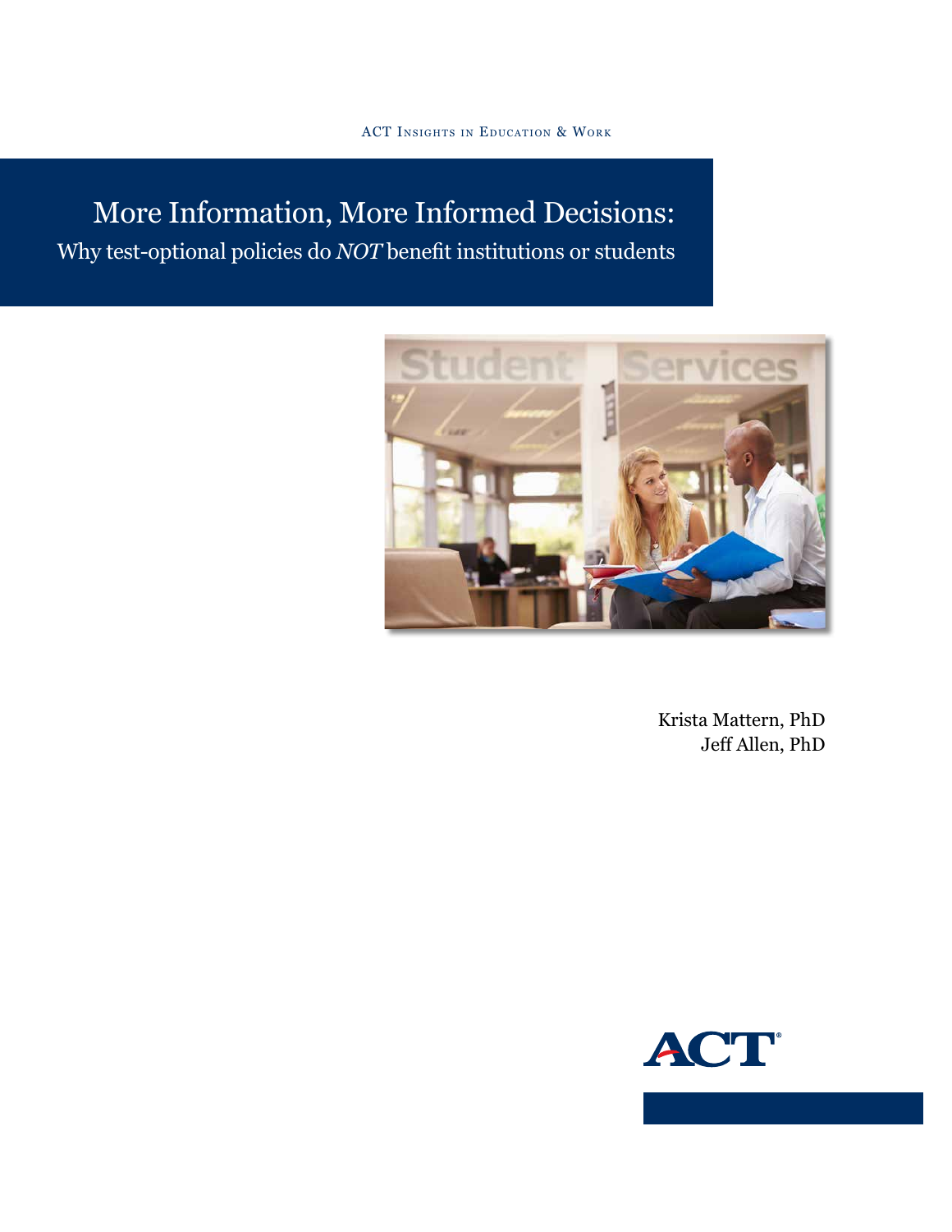ACT Insights in Education & Work

# More Information, More Informed Decisions:

## Why test-optional policies do *NOT* benefit institutions or students

Krista Mattern, PhD
Jeff Allen, PhD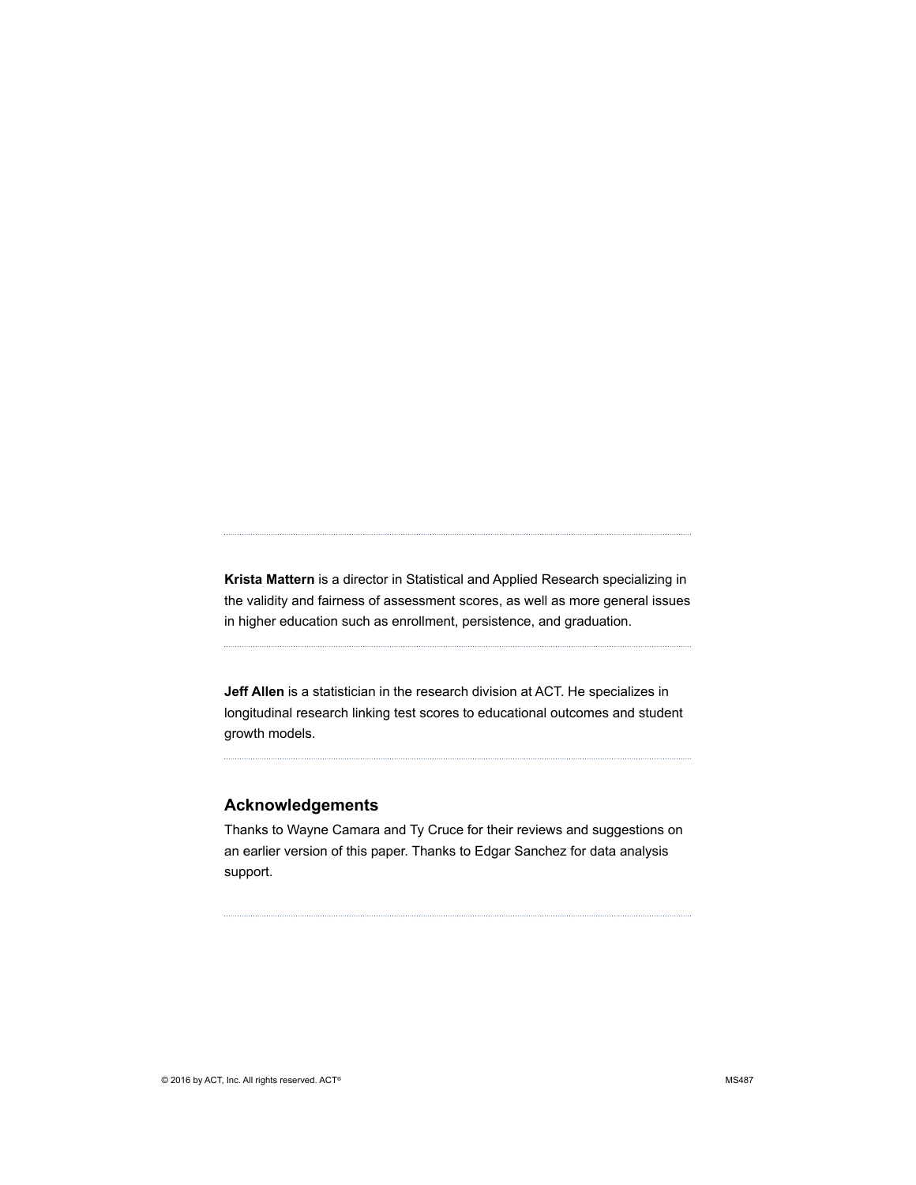**Krista Mattern** is a director in Statistical and Applied Research specializing in the validity and fairness of assessment scores, as well as more general issues in higher education such as enrollment, persistence, and graduation.

**Jeff Allen** is a statistician in the research division at ACT. He specializes in longitudinal research linking test scores to educational outcomes and student growth models.

## Acknowledgements

Thanks to Wayne Camara and Ty Cruce for their reviews and suggestions on an earlier version of this paper. Thanks to Edgar Sanchez for data analysis support.

© 2016 by ACT, Inc. All rights reserved. ACT®

MS487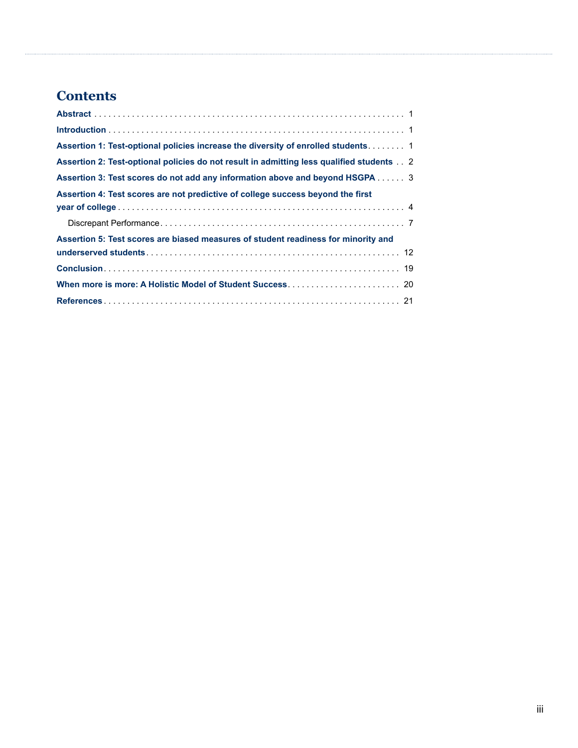# Contents

**Abstract** . . . . . . . . . . . . . . . . . . . . . . . . . . . . . . . . . . . . . . . . . . . . . . . . . . . . . . . . . . . . . . . . . 1

**Introduction** . . . . . . . . . . . . . . . . . . . . . . . . . . . . . . . . . . . . . . . . . . . . . . . . . . . . . . . . . . . . . . . 1

**Assertion 1: Test-optional policies increase the diversity of enrolled students** . . . . . . . . 1

**Assertion 2: Test-optional policies do not result in admitting less qualified students** . . 2

**Assertion 3: Test scores do not add any information above and beyond HSGPA** . . . . . . 3

**Assertion 4: Test scores are not predictive of college success beyond the first year of college** . . . . . . . . . . . . . . . . . . . . . . . . . . . . . . . . . . . . . . . . . . . . . . . . . . . . . . . . . . . . 4

Discrepant Performance . . . . . . . . . . . . . . . . . . . . . . . . . . . . . . . . . . . . . . . . . . . . . . . . . . . 7

**Assertion 5: Test scores are biased measures of student readiness for minority and underserved students** . . . . . . . . . . . . . . . . . . . . . . . . . . . . . . . . . . . . . . . . . . . . . . . . . . . . . 12

**Conclusion** . . . . . . . . . . . . . . . . . . . . . . . . . . . . . . . . . . . . . . . . . . . . . . . . . . . . . . . . . . . . . . 19

**When more is more: A Holistic Model of Student Success** . . . . . . . . . . . . . . . . . . . . . . . . 20

**References** . . . . . . . . . . . . . . . . . . . . . . . . . . . . . . . . . . . . . . . . . . . . . . . . . . . . . . . . . . . . . . 21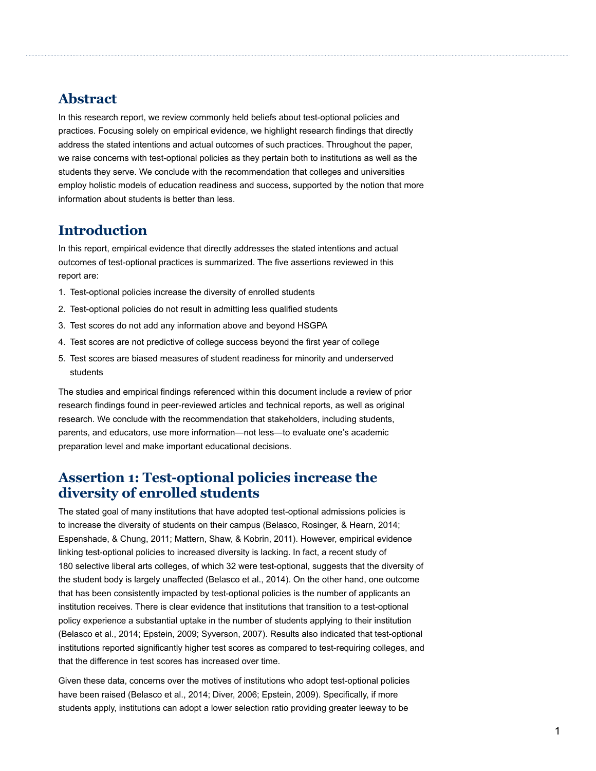## Abstract

In this research report, we review commonly held beliefs about test-optional policies and practices. Focusing solely on empirical evidence, we highlight research findings that directly address the stated intentions and actual outcomes of such practices. Throughout the paper, we raise concerns with test-optional policies as they pertain both to institutions as well as the students they serve. We conclude with the recommendation that colleges and universities employ holistic models of education readiness and success, supported by the notion that more information about students is better than less.

## Introduction

In this report, empirical evidence that directly addresses the stated intentions and actual outcomes of test-optional practices is summarized. The five assertions reviewed in this report are:

1. Test-optional policies increase the diversity of enrolled students
2. Test-optional policies do not result in admitting less qualified students
3. Test scores do not add any information above and beyond HSGPA
4. Test scores are not predictive of college success beyond the first year of college
5. Test scores are biased measures of student readiness for minority and underserved students

The studies and empirical findings referenced within this document include a review of prior research findings found in peer-reviewed articles and technical reports, as well as original research. We conclude with the recommendation that stakeholders, including students, parents, and educators, use more information—not less—to evaluate one's academic preparation level and make important educational decisions.

## Assertion 1: Test-optional policies increase the diversity of enrolled students

The stated goal of many institutions that have adopted test-optional admissions policies is to increase the diversity of students on their campus (Belasco, Rosinger, & Hearn, 2014; Espenshade, & Chung, 2011; Mattern, Shaw, & Kobrin, 2011). However, empirical evidence linking test-optional policies to increased diversity is lacking. In fact, a recent study of 180 selective liberal arts colleges, of which 32 were test-optional, suggests that the diversity of the student body is largely unaffected (Belasco et al., 2014). On the other hand, one outcome that has been consistently impacted by test-optional policies is the number of applicants an institution receives. There is clear evidence that institutions that transition to a test-optional policy experience a substantial uptake in the number of students applying to their institution (Belasco et al., 2014; Epstein, 2009; Syverson, 2007). Results also indicated that test-optional institutions reported significantly higher test scores as compared to test-requiring colleges, and that the difference in test scores has increased over time.

Given these data, concerns over the motives of institutions who adopt test-optional policies have been raised (Belasco et al., 2014; Diver, 2006; Epstein, 2009). Specifically, if more students apply, institutions can adopt a lower selection ratio providing greater leeway to be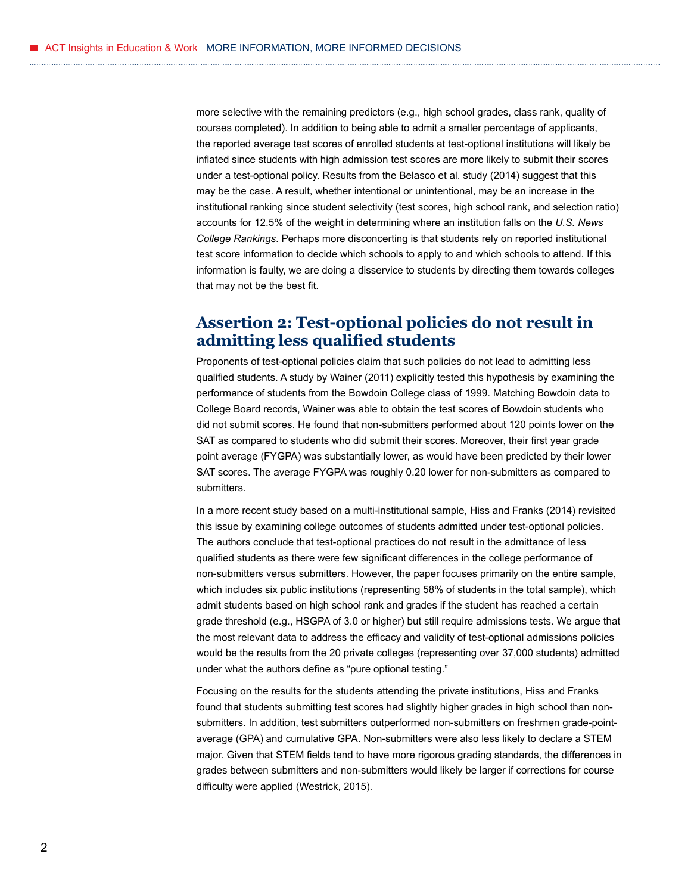more selective with the remaining predictors (e.g., high school grades, class rank, quality of courses completed). In addition to being able to admit a smaller percentage of applicants, the reported average test scores of enrolled students at test-optional institutions will likely be inflated since students with high admission test scores are more likely to submit their scores under a test-optional policy. Results from the Belasco et al. study (2014) suggest that this may be the case. A result, whether intentional or unintentional, may be an increase in the institutional ranking since student selectivity (test scores, high school rank, and selection ratio) accounts for 12.5% of the weight in determining where an institution falls on the *U.S. News College Rankings*. Perhaps more disconcerting is that students rely on reported institutional test score information to decide which schools to apply to and which schools to attend. If this information is faulty, we are doing a disservice to students by directing them towards colleges that may not be the best fit.

## Assertion 2: Test-optional policies do not result in admitting less qualified students

Proponents of test-optional policies claim that such policies do not lead to admitting less qualified students. A study by Wainer (2011) explicitly tested this hypothesis by examining the performance of students from the Bowdoin College class of 1999. Matching Bowdoin data to College Board records, Wainer was able to obtain the test scores of Bowdoin students who did not submit scores. He found that non-submitters performed about 120 points lower on the SAT as compared to students who did submit their scores. Moreover, their first year grade point average (FYGPA) was substantially lower, as would have been predicted by their lower SAT scores. The average FYGPA was roughly 0.20 lower for non-submitters as compared to submitters.

In a more recent study based on a multi-institutional sample, Hiss and Franks (2014) revisited this issue by examining college outcomes of students admitted under test-optional policies. The authors conclude that test-optional practices do not result in the admittance of less qualified students as there were few significant differences in the college performance of non-submitters versus submitters. However, the paper focuses primarily on the entire sample, which includes six public institutions (representing 58% of students in the total sample), which admit students based on high school rank and grades if the student has reached a certain grade threshold (e.g., HSGPA of 3.0 or higher) but still require admissions tests. We argue that the most relevant data to address the efficacy and validity of test-optional admissions policies would be the results from the 20 private colleges (representing over 37,000 students) admitted under what the authors define as "pure optional testing."

Focusing on the results for the students attending the private institutions, Hiss and Franks found that students submitting test scores had slightly higher grades in high school than non-submitters. In addition, test submitters outperformed non-submitters on freshmen grade-point-average (GPA) and cumulative GPA. Non-submitters were also less likely to declare a STEM major. Given that STEM fields tend to have more rigorous grading standards, the differences in grades between submitters and non-submitters would likely be larger if corrections for course difficulty were applied (Westrick, 2015).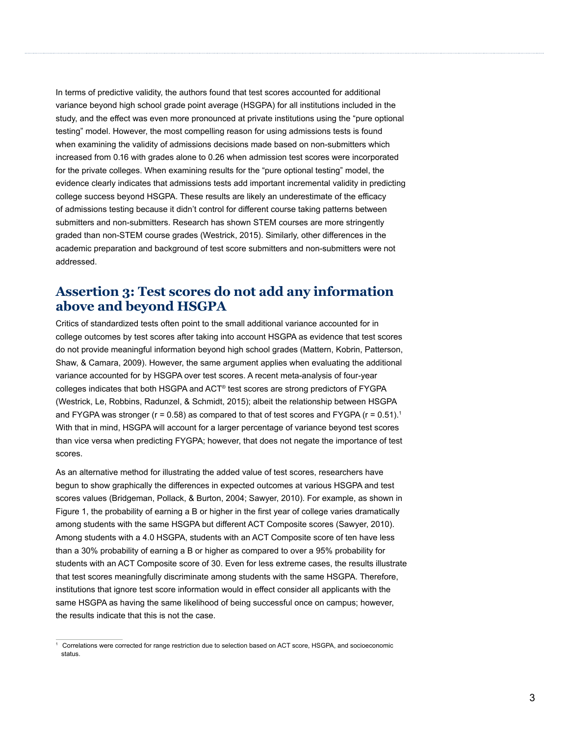In terms of predictive validity, the authors found that test scores accounted for additional variance beyond high school grade point average (HSGPA) for all institutions included in the study, and the effect was even more pronounced at private institutions using the "pure optional testing" model. However, the most compelling reason for using admissions tests is found when examining the validity of admissions decisions made based on non-submitters which increased from 0.16 with grades alone to 0.26 when admission test scores were incorporated for the private colleges. When examining results for the "pure optional testing" model, the evidence clearly indicates that admissions tests add important incremental validity in predicting college success beyond HSGPA. These results are likely an underestimate of the efficacy of admissions testing because it didn't control for different course taking patterns between submitters and non-submitters. Research has shown STEM courses are more stringently graded than non-STEM course grades (Westrick, 2015). Similarly, other differences in the academic preparation and background of test score submitters and non-submitters were not addressed.

## Assertion 3: Test scores do not add any information above and beyond HSGPA

Critics of standardized tests often point to the small additional variance accounted for in college outcomes by test scores after taking into account HSGPA as evidence that test scores do not provide meaningful information beyond high school grades (Mattern, Kobrin, Patterson, Shaw, & Camara, 2009). However, the same argument applies when evaluating the additional variance accounted for by HSGPA over test scores. A recent meta-analysis of four-year colleges indicates that both HSGPA and ACT® test scores are strong predictors of FYGPA (Westrick, Le, Robbins, Radunzel, & Schmidt, 2015); albeit the relationship between HSGPA and FYGPA was stronger ($r = 0.58$) as compared to that of test scores and FYGPA ($r = 0.51$).[1] With that in mind, HSGPA will account for a larger percentage of variance beyond test scores than vice versa when predicting FYGPA; however, that does not negate the importance of test scores.

As an alternative method for illustrating the added value of test scores, researchers have begun to show graphically the differences in expected outcomes at various HSGPA and test scores values (Bridgeman, Pollack, & Burton, 2004; Sawyer, 2010). For example, as shown in Figure 1, the probability of earning a B or higher in the first year of college varies dramatically among students with the same HSGPA but different ACT Composite scores (Sawyer, 2010). Among students with a 4.0 HSGPA, students with an ACT Composite score of ten have less than a 30% probability of earning a B or higher as compared to over a 95% probability for students with an ACT Composite score of 30. Even for less extreme cases, the results illustrate that test scores meaningfully discriminate among students with the same HSGPA. Therefore, institutions that ignore test score information would in effect consider all applicants with the same HSGPA as having the same likelihood of being successful once on campus; however, the results indicate that this is not the case.

[1] Correlations were corrected for range restriction due to selection based on ACT score, HSGPA, and socioeconomic status.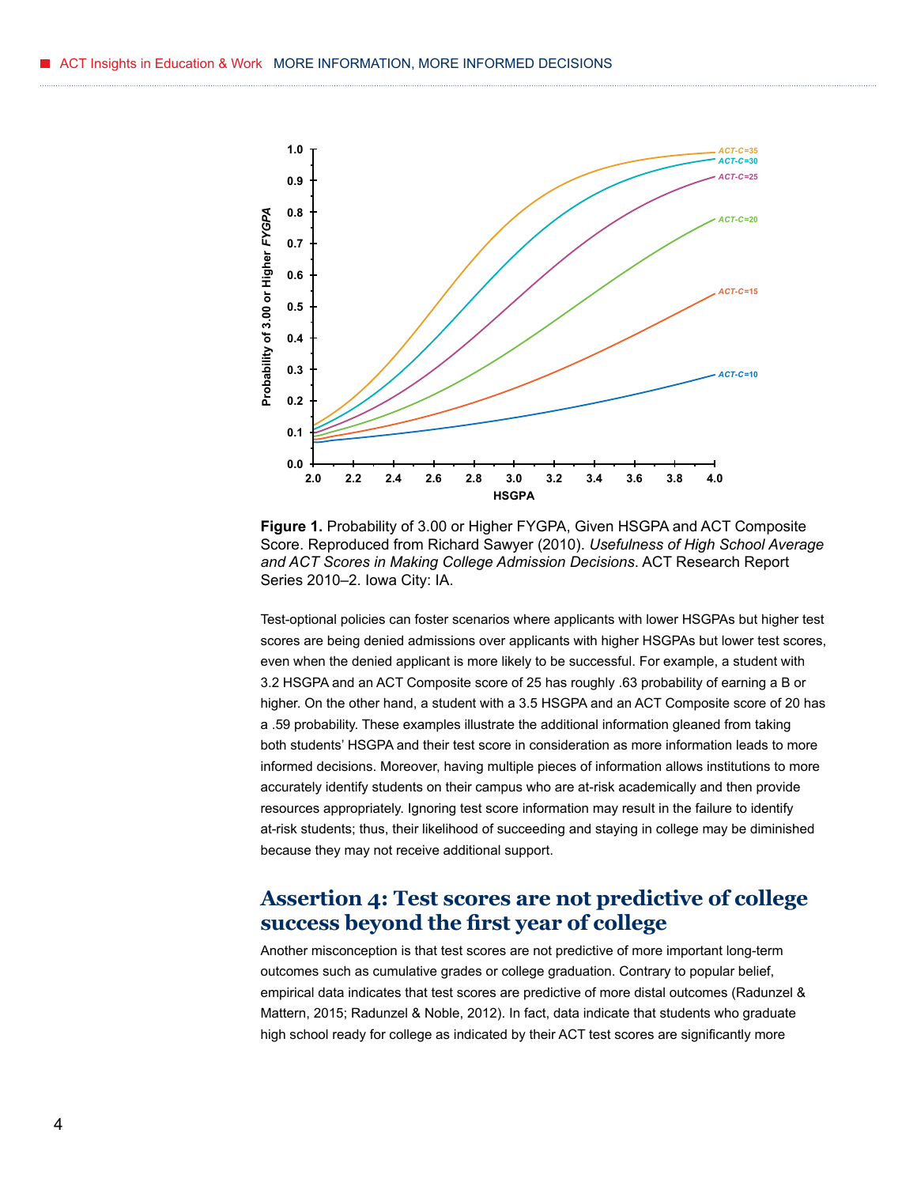**Figure 1.** Probability of 3.00 or Higher FYGPA, Given HSGPA and ACT Composite Score. Reproduced from Richard Sawyer (2010). *Usefulness of High School Average and ACT Scores in Making College Admission Decisions*. ACT Research Report Series 2010–2. Iowa City: IA.

Test-optional policies can foster scenarios where applicants with lower HSGPAs but higher test scores are being denied admissions over applicants with higher HSGPAs but lower test scores, even when the denied applicant is more likely to be successful. For example, a student with 3.2 HSGPA and an ACT Composite score of 25 has roughly .63 probability of earning a B or higher. On the other hand, a student with a 3.5 HSGPA and an ACT Composite score of 20 has a .59 probability. These examples illustrate the additional information gleaned from taking both students' HSGPA and their test score in consideration as more information leads to more informed decisions. Moreover, having multiple pieces of information allows institutions to more accurately identify students on their campus who are at-risk academically and then provide resources appropriately. Ignoring test score information may result in the failure to identify at-risk students; thus, their likelihood of succeeding and staying in college may be diminished because they may not receive additional support.

## Assertion 4: Test scores are not predictive of college success beyond the first year of college

Another misconception is that test scores are not predictive of more important long-term outcomes such as cumulative grades or college graduation. Contrary to popular belief, empirical data indicates that test scores are predictive of more distal outcomes (Radunzel & Mattern, 2015; Radunzel & Noble, 2012). In fact, data indicate that students who graduate high school ready for college as indicated by their ACT test scores are significantly more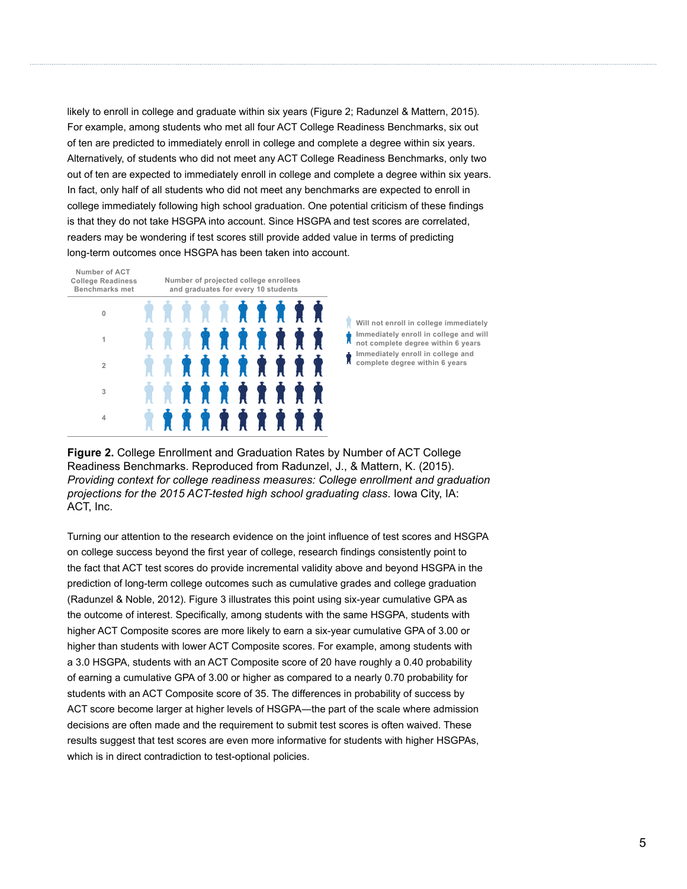likely to enroll in college and graduate within six years (Figure 2; Radunzel & Mattern, 2015). For example, among students who met all four ACT College Readiness Benchmarks, six out of ten are predicted to immediately enroll in college and complete a degree within six years. Alternatively, of students who did not meet any ACT College Readiness Benchmarks, only two out of ten are expected to immediately enroll in college and complete a degree within six years. In fact, only half of all students who did not meet any benchmarks are expected to enroll in college immediately following high school graduation. One potential criticism of these findings is that they do not take HSGPA into account. Since HSGPA and test scores are correlated, readers may be wondering if test scores still provide added value in terms of predicting long-term outcomes once HSGPA has been taken into account.

Number of ACT College Readiness Benchmarks met | Number of projected college enrollees and graduates for every 10 students

0
1
2
3
4

- Will not enroll in college immediately
- Immediately enroll in college and will not complete degree within 6 years
- Immediately enroll in college and complete degree within 6 years

**Figure 2.** College Enrollment and Graduation Rates by Number of ACT College Readiness Benchmarks. Reproduced from Radunzel, J., & Mattern, K. (2015). *Providing context for college readiness measures: College enrollment and graduation projections for the 2015 ACT-tested high school graduating class*. Iowa City, IA: ACT, Inc.

Turning our attention to the research evidence on the joint influence of test scores and HSGPA on college success beyond the first year of college, research findings consistently point to the fact that ACT test scores do provide incremental validity above and beyond HSGPA in the prediction of long-term college outcomes such as cumulative grades and college graduation (Radunzel & Noble, 2012). Figure 3 illustrates this point using six-year cumulative GPA as the outcome of interest. Specifically, among students with the same HSGPA, students with higher ACT Composite scores are more likely to earn a six-year cumulative GPA of 3.00 or higher than students with lower ACT Composite scores. For example, among students with a 3.0 HSGPA, students with an ACT Composite score of 20 have roughly a 0.40 probability of earning a cumulative GPA of 3.00 or higher as compared to a nearly 0.70 probability for students with an ACT Composite score of 35. The differences in probability of success by ACT score become larger at higher levels of HSGPA—the part of the scale where admission decisions are often made and the requirement to submit test scores is often waived. These results suggest that test scores are even more informative for students with higher HSGPAs, which is in direct contradiction to test-optional policies.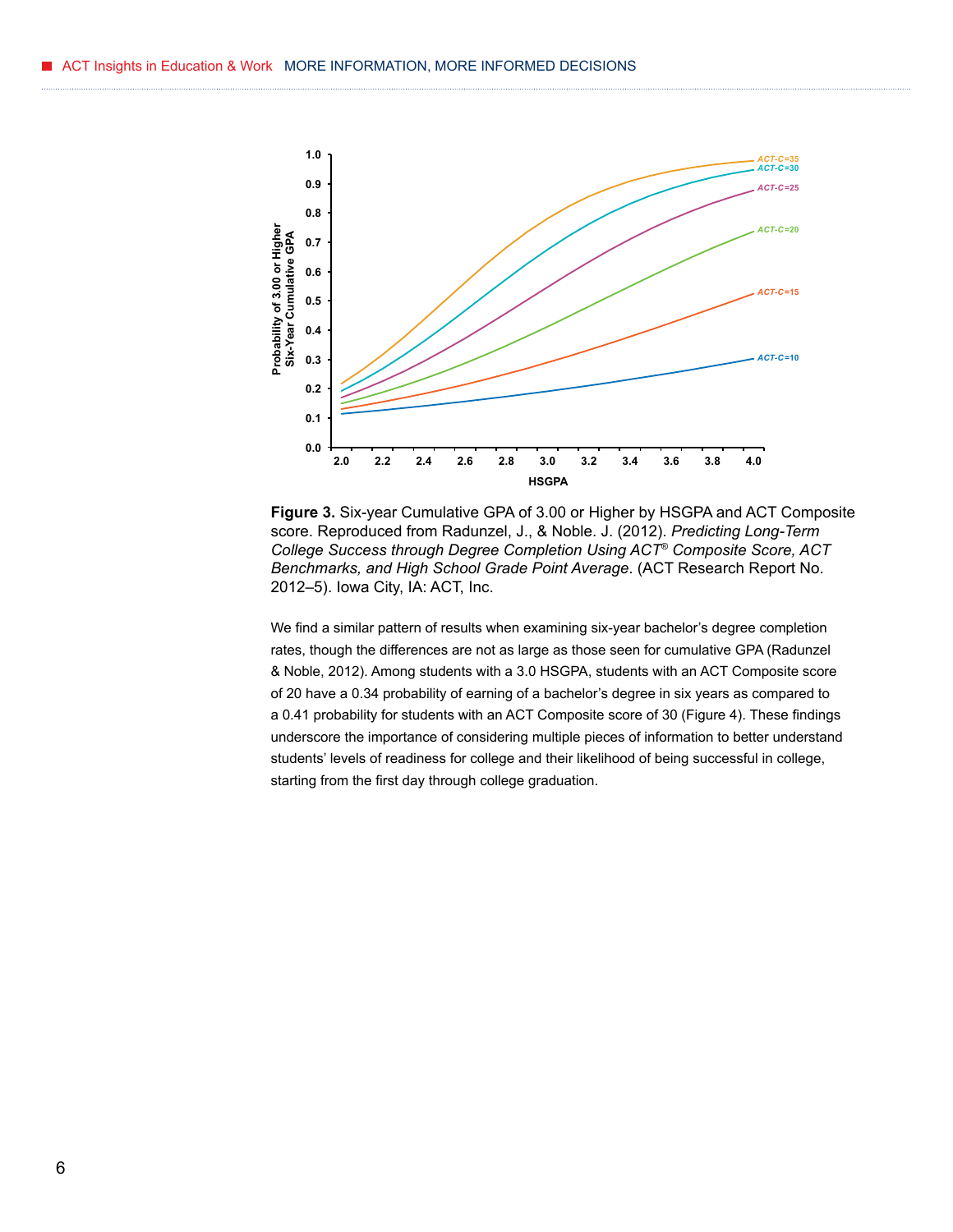**Figure 3.** Six-year Cumulative GPA of 3.00 or Higher by HSGPA and ACT Composite score. Reproduced from Radunzel, J., & Noble. J. (2012). *Predicting Long-Term College Success through Degree Completion Using ACT® Composite Score, ACT Benchmarks, and High School Grade Point Average*. (ACT Research Report No. 2012–5). Iowa City, IA: ACT, Inc.

We find a similar pattern of results when examining six-year bachelor's degree completion rates, though the differences are not as large as those seen for cumulative GPA (Radunzel & Noble, 2012). Among students with a 3.0 HSGPA, students with an ACT Composite score of 20 have a 0.34 probability of earning of a bachelor's degree in six years as compared to a 0.41 probability for students with an ACT Composite score of 30 (Figure 4). These findings underscore the importance of considering multiple pieces of information to better understand students' levels of readiness for college and their likelihood of being successful in college, starting from the first day through college graduation.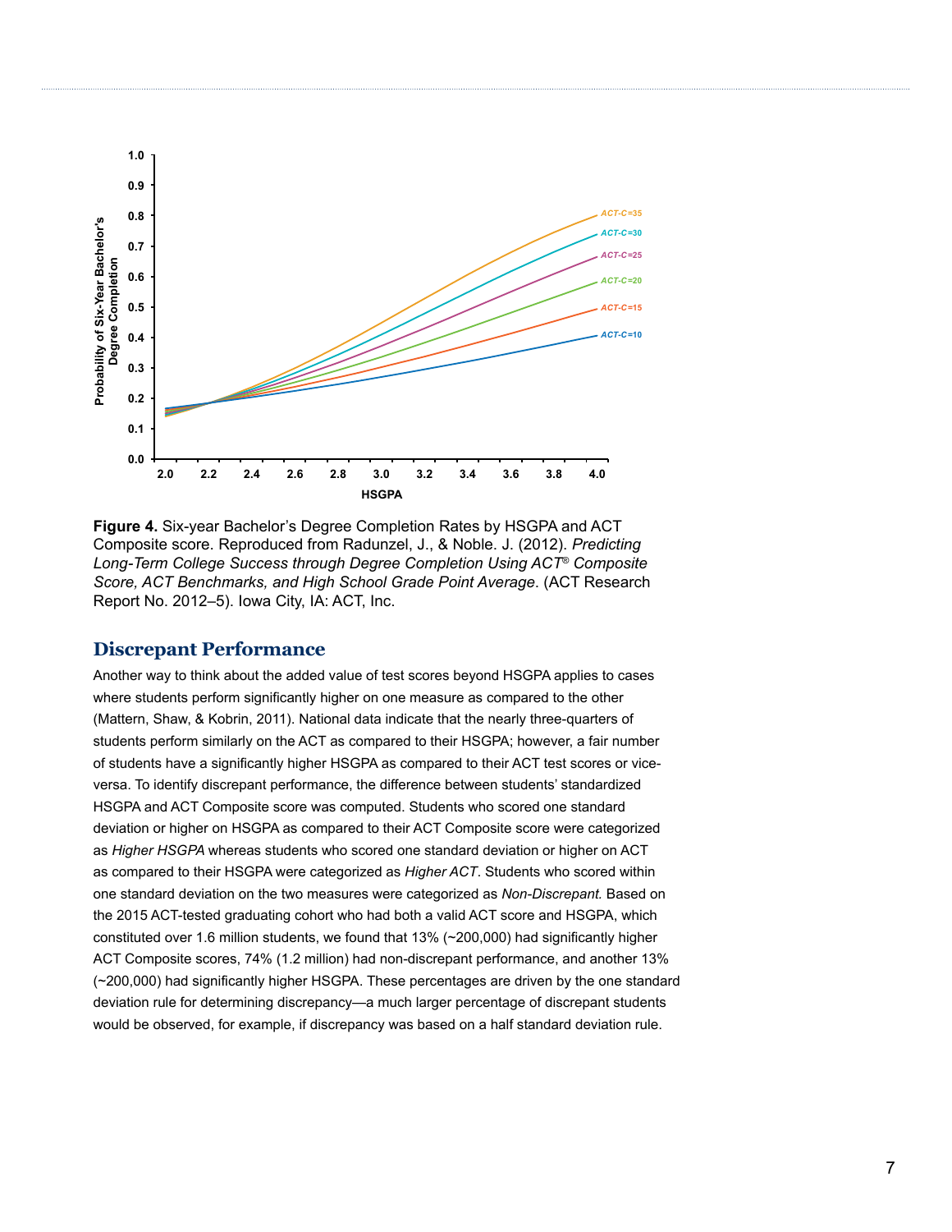**Figure 4.** Six-year Bachelor's Degree Completion Rates by HSGPA and ACT Composite score. Reproduced from Radunzel, J., & Noble. J. (2012). *Predicting Long-Term College Success through Degree Completion Using ACT® Composite Score, ACT Benchmarks, and High School Grade Point Average*. (ACT Research Report No. 2012–5). Iowa City, IA: ACT, Inc.

## Discrepant Performance

Another way to think about the added value of test scores beyond HSGPA applies to cases where students perform significantly higher on one measure as compared to the other (Mattern, Shaw, & Kobrin, 2011). National data indicate that the nearly three-quarters of students perform similarly on the ACT as compared to their HSGPA; however, a fair number of students have a significantly higher HSGPA as compared to their ACT test scores or vice-versa. To identify discrepant performance, the difference between students' standardized HSGPA and ACT Composite score was computed. Students who scored one standard deviation or higher on HSGPA as compared to their ACT Composite score were categorized as *Higher HSGPA* whereas students who scored one standard deviation or higher on ACT as compared to their HSGPA were categorized as *Higher ACT*. Students who scored within one standard deviation on the two measures were categorized as *Non-Discrepant.* Based on the 2015 ACT-tested graduating cohort who had both a valid ACT score and HSGPA, which constituted over 1.6 million students, we found that 13% (~200,000) had significantly higher ACT Composite scores, 74% (1.2 million) had non-discrepant performance, and another 13% (~200,000) had significantly higher HSGPA. These percentages are driven by the one standard deviation rule for determining discrepancy—a much larger percentage of discrepant students would be observed, for example, if discrepancy was based on a half standard deviation rule.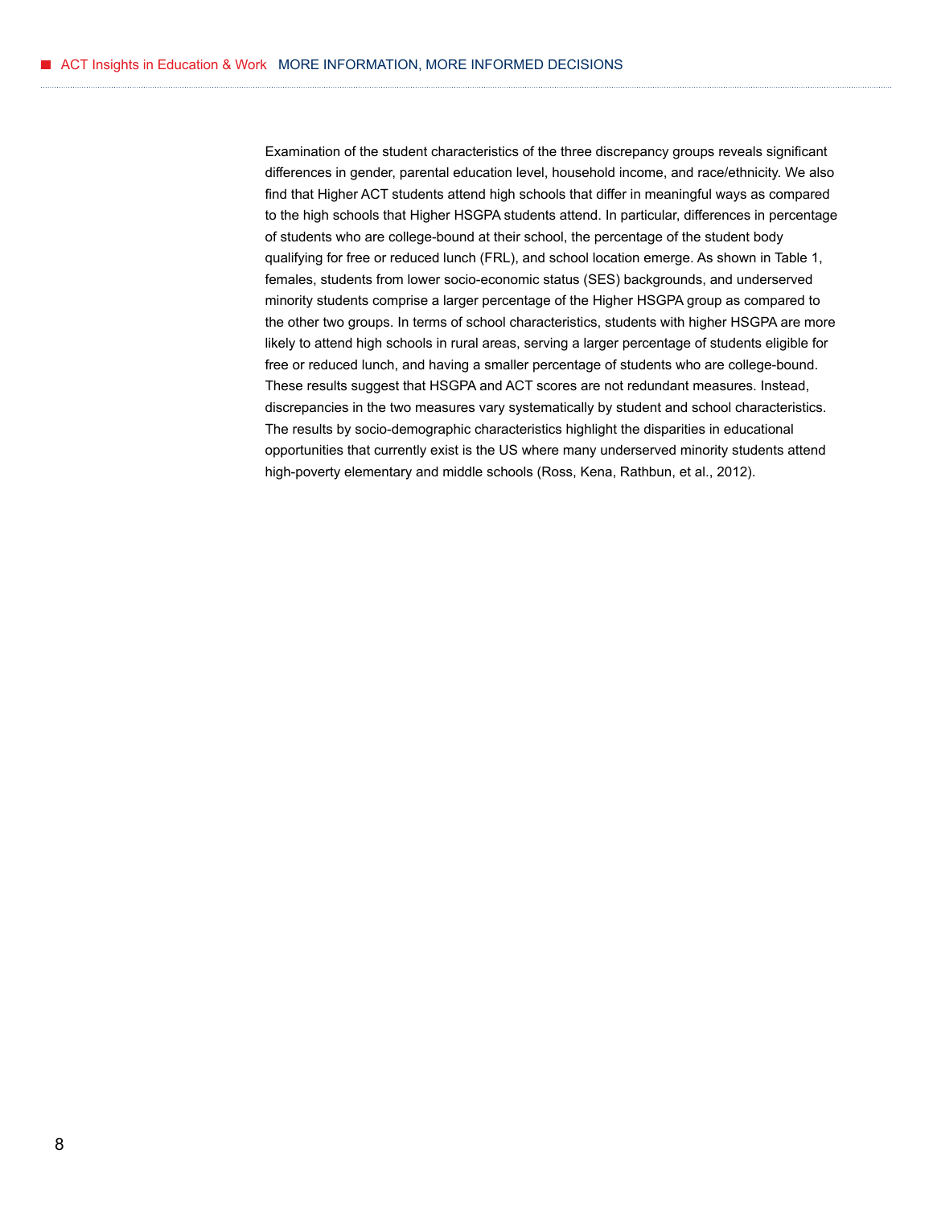Examination of the student characteristics of the three discrepancy groups reveals significant differences in gender, parental education level, household income, and race/ethnicity. We also find that Higher ACT students attend high schools that differ in meaningful ways as compared to the high schools that Higher HSGPA students attend. In particular, differences in percentage of students who are college-bound at their school, the percentage of the student body qualifying for free or reduced lunch (FRL), and school location emerge. As shown in Table 1, females, students from lower socio-economic status (SES) backgrounds, and underserved minority students comprise a larger percentage of the Higher HSGPA group as compared to the other two groups. In terms of school characteristics, students with higher HSGPA are more likely to attend high schools in rural areas, serving a larger percentage of students eligible for free or reduced lunch, and having a smaller percentage of students who are college-bound. These results suggest that HSGPA and ACT scores are not redundant measures. Instead, discrepancies in the two measures vary systematically by student and school characteristics. The results by socio-demographic characteristics highlight the disparities in educational opportunities that currently exist is the US where many underserved minority students attend high-poverty elementary and middle schools (Ross, Kena, Rathbun, et al., 2012).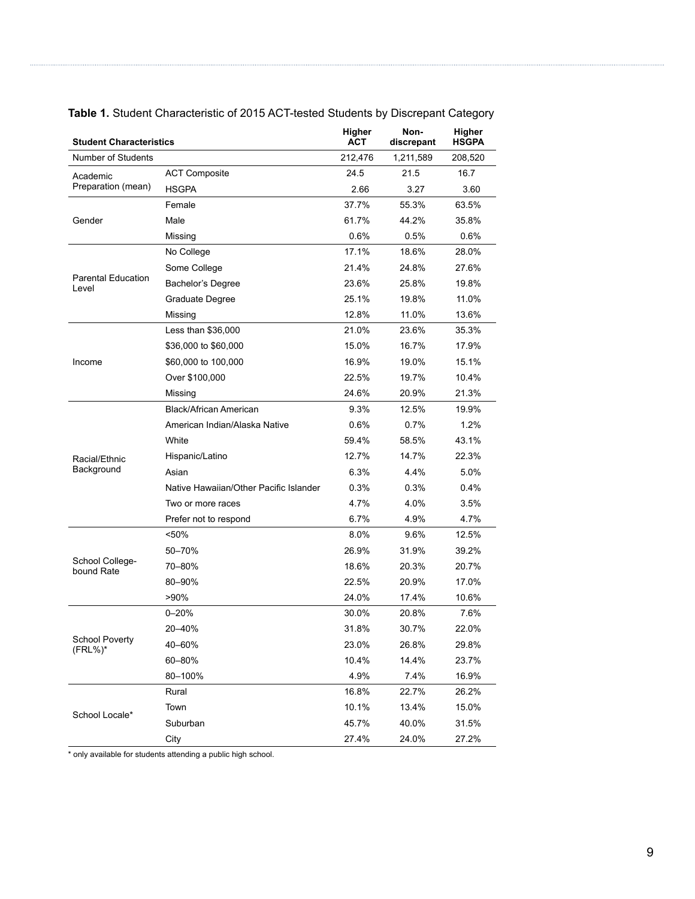**Table 1.** Student Characteristic of 2015 ACT-tested Students by Discrepant Category

| Student Characteristics | | Higher ACT | Non-discrepant | Higher HSGPA |
|---|---|---|---|---|
| Number of Students | | 212,476 | 1,211,589 | 208,520 |
| Academic Preparation (mean) | ACT Composite | 24.5 | 21.5 | 16.7 |
| | HSGPA | 2.66 | 3.27 | 3.60 |
| Gender | Female | 37.7% | 55.3% | 63.5% |
| | Male | 61.7% | 44.2% | 35.8% |
| | Missing | 0.6% | 0.5% | 0.6% |
| Parental Education Level | No College | 17.1% | 18.6% | 28.0% |
| | Some College | 21.4% | 24.8% | 27.6% |
| | Bachelor's Degree | 23.6% | 25.8% | 19.8% |
| | Graduate Degree | 25.1% | 19.8% | 11.0% |
| | Missing | 12.8% | 11.0% | 13.6% |
| Income | Less than $36,000 | 21.0% | 23.6% | 35.3% |
| | $36,000 to $60,000 | 15.0% | 16.7% | 17.9% |
| | $60,000 to 100,000 | 16.9% | 19.0% | 15.1% |
| | Over $100,000 | 22.5% | 19.7% | 10.4% |
| | Missing | 24.6% | 20.9% | 21.3% |
| Racial/Ethnic Background | Black/African American | 9.3% | 12.5% | 19.9% |
| | American Indian/Alaska Native | 0.6% | 0.7% | 1.2% |
| | White | 59.4% | 58.5% | 43.1% |
| | Hispanic/Latino | 12.7% | 14.7% | 22.3% |
| | Asian | 6.3% | 4.4% | 5.0% |
| | Native Hawaiian/Other Pacific Islander | 0.3% | 0.3% | 0.4% |
| | Two or more races | 4.7% | 4.0% | 3.5% |
| | Prefer not to respond | 6.7% | 4.9% | 4.7% |
| School College-bound Rate | <50% | 8.0% | 9.6% | 12.5% |
| | 50–70% | 26.9% | 31.9% | 39.2% |
| | 70–80% | 18.6% | 20.3% | 20.7% |
| | 80–90% | 22.5% | 20.9% | 17.0% |
| | >90% | 24.0% | 17.4% | 10.6% |
| School Poverty (FRL%)* | 0–20% | 30.0% | 20.8% | 7.6% |
| | 20–40% | 31.8% | 30.7% | 22.0% |
| | 40–60% | 23.0% | 26.8% | 29.8% |
| | 60–80% | 10.4% | 14.4% | 23.7% |
| | 80–100% | 4.9% | 7.4% | 16.9% |
| School Locale* | Rural | 16.8% | 22.7% | 26.2% |
| | Town | 10.1% | 13.4% | 15.0% |
| | Suburban | 45.7% | 40.0% | 31.5% |
| | City | 27.4% | 24.0% | 27.2% |

* only available for students attending a public high school.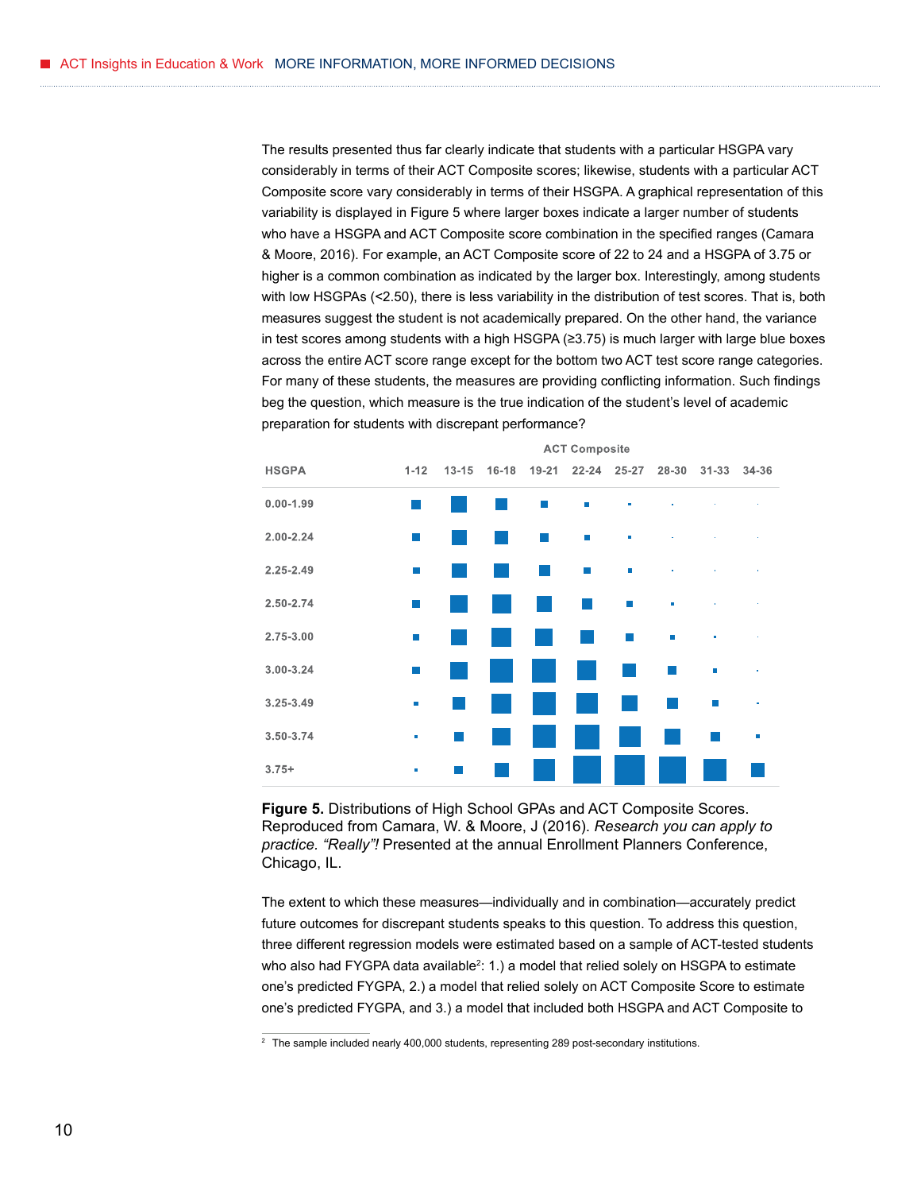The results presented thus far clearly indicate that students with a particular HSGPA vary considerably in terms of their ACT Composite scores; likewise, students with a particular ACT Composite score vary considerably in terms of their HSGPA. A graphical representation of this variability is displayed in Figure 5 where larger boxes indicate a larger number of students who have a HSGPA and ACT Composite score combination in the specified ranges (Camara & Moore, 2016). For example, an ACT Composite score of 22 to 24 and a HSGPA of 3.75 or higher is a common combination as indicated by the larger box. Interestingly, among students with low HSGPAs (<2.50), there is less variability in the distribution of test scores. That is, both measures suggest the student is not academically prepared. On the other hand, the variance in test scores among students with a high HSGPA (≥3.75) is much larger with large blue boxes across the entire ACT score range except for the bottom two ACT test score range categories. For many of these students, the measures are providing conflicting information. Such findings beg the question, which measure is the true indication of the student's level of academic preparation for students with discrepant performance?

**Figure 5.** Distributions of High School GPAs and ACT Composite Scores. Reproduced from Camara, W. & Moore, J (2016). *Research you can apply to practice. "Really"!* Presented at the annual Enrollment Planners Conference, Chicago, IL.

The extent to which these measures—individually and in combination—accurately predict future outcomes for discrepant students speaks to this question. To address this question, three different regression models were estimated based on a sample of ACT-tested students who also had FYGPA data available[2]: 1.) a model that relied solely on HSGPA to estimate one's predicted FYGPA, 2.) a model that relied solely on ACT Composite Score to estimate one's predicted FYGPA, and 3.) a model that included both HSGPA and ACT Composite to

[2] The sample included nearly 400,000 students, representing 289 post-secondary institutions.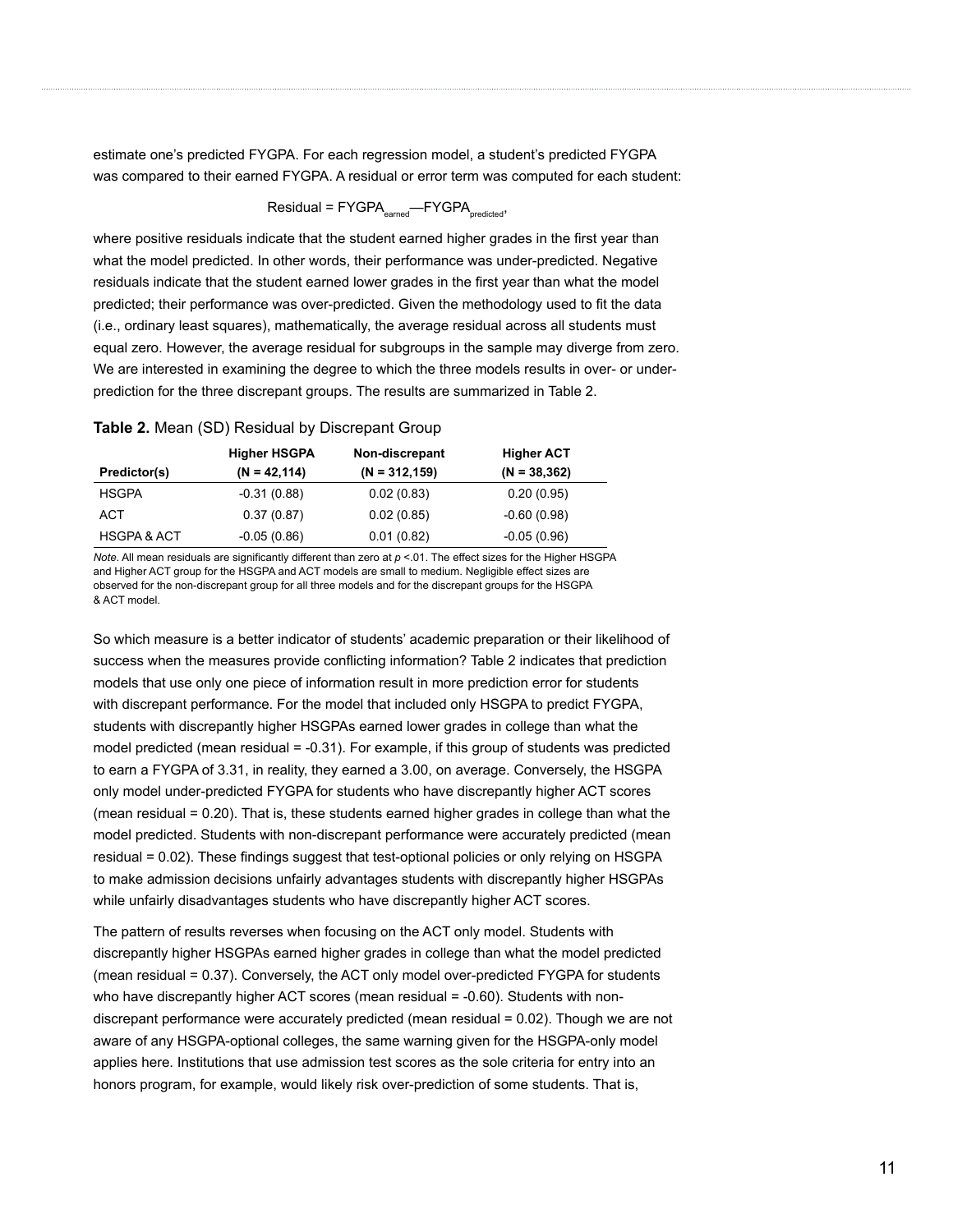estimate one's predicted FYGPA. For each regression model, a student's predicted FYGPA was compared to their earned FYGPA. A residual or error term was computed for each student:

$$\text{Residual} = \text{FYGPA}_{\text{earned}} - \text{FYGPA}_{\text{predicted}},$$

where positive residuals indicate that the student earned higher grades in the first year than what the model predicted. In other words, their performance was under-predicted. Negative residuals indicate that the student earned lower grades in the first year than what the model predicted; their performance was over-predicted. Given the methodology used to fit the data (i.e., ordinary least squares), mathematically, the average residual across all students must equal zero. However, the average residual for subgroups in the sample may diverge from zero. We are interested in examining the degree to which the three models results in over- or under-prediction for the three discrepant groups. The results are summarized in Table 2.

**Table 2.** Mean (SD) Residual by Discrepant Group

| Predictor(s) | Higher HSGPA (N = 42,114) | Non-discrepant (N = 312,159) | Higher ACT (N = 38,362) |
|---|---|---|---|
| HSGPA | -0.31 (0.88) | 0.02 (0.83) | 0.20 (0.95) |
| ACT | 0.37 (0.87) | 0.02 (0.85) | -0.60 (0.98) |
| HSGPA & ACT | -0.05 (0.86) | 0.01 (0.82) | -0.05 (0.96) |

*Note*. All mean residuals are significantly different than zero at $p$ <.01. The effect sizes for the Higher HSGPA and Higher ACT group for the HSGPA and ACT models are small to medium. Negligible effect sizes are observed for the non-discrepant group for all three models and for the discrepant groups for the HSGPA & ACT model.

So which measure is a better indicator of students' academic preparation or their likelihood of success when the measures provide conflicting information? Table 2 indicates that prediction models that use only one piece of information result in more prediction error for students with discrepant performance. For the model that included only HSGPA to predict FYGPA, students with discrepantly higher HSGPAs earned lower grades in college than what the model predicted (mean residual = -0.31). For example, if this group of students was predicted to earn a FYGPA of 3.31, in reality, they earned a 3.00, on average. Conversely, the HSGPA only model under-predicted FYGPA for students who have discrepantly higher ACT scores (mean residual = 0.20). That is, these students earned higher grades in college than what the model predicted. Students with non-discrepant performance were accurately predicted (mean residual = 0.02). These findings suggest that test-optional policies or only relying on HSGPA to make admission decisions unfairly advantages students with discrepantly higher HSGPAs while unfairly disadvantages students who have discrepantly higher ACT scores.

The pattern of results reverses when focusing on the ACT only model. Students with discrepantly higher HSGPAs earned higher grades in college than what the model predicted (mean residual = 0.37). Conversely, the ACT only model over-predicted FYGPA for students who have discrepantly higher ACT scores (mean residual = -0.60). Students with non-discrepant performance were accurately predicted (mean residual = 0.02). Though we are not aware of any HSGPA-optional colleges, the same warning given for the HSGPA-only model applies here. Institutions that use admission test scores as the sole criteria for entry into an honors program, for example, would likely risk over-prediction of some students. That is,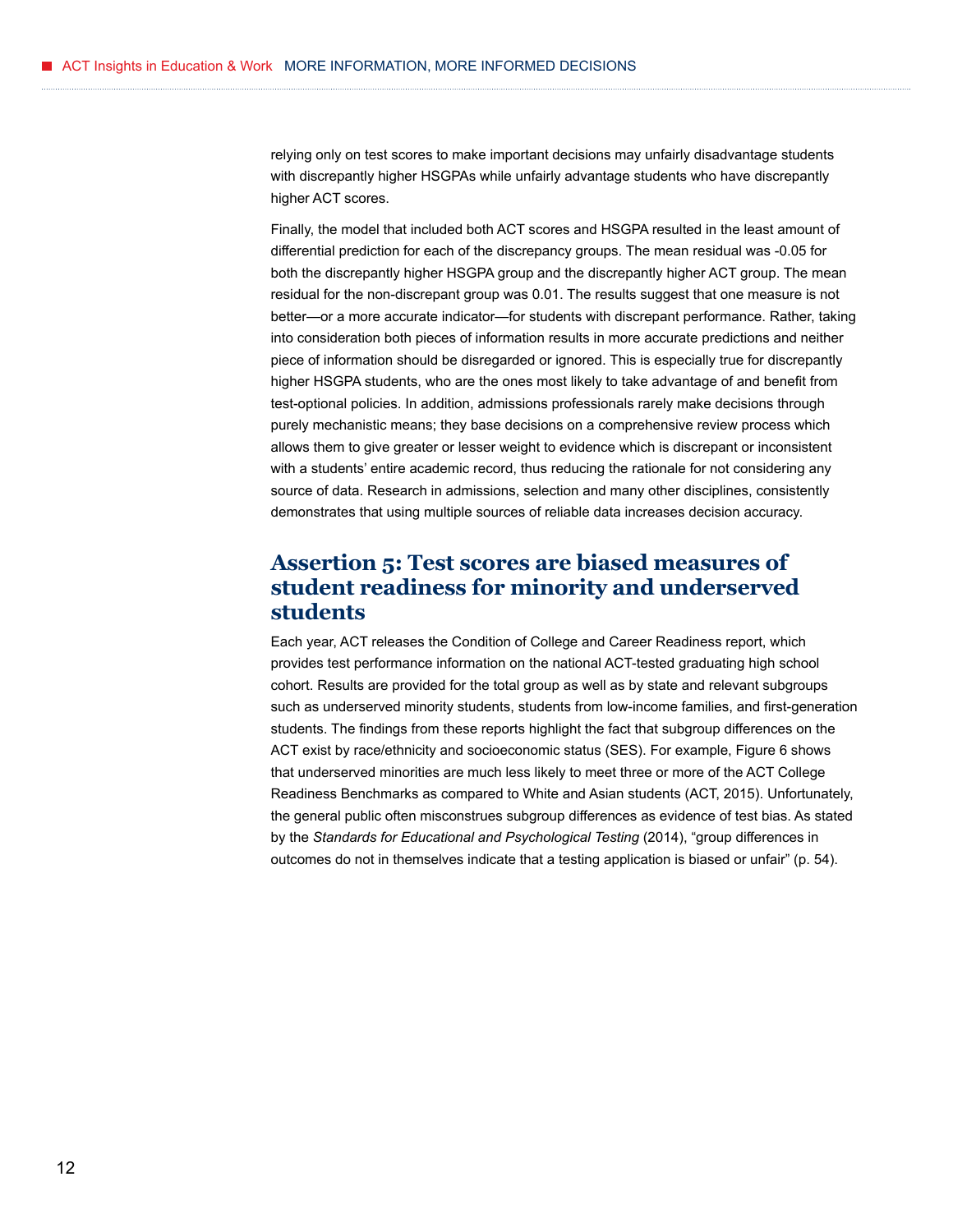relying only on test scores to make important decisions may unfairly disadvantage students with discrepantly higher HSGPAs while unfairly advantage students who have discrepantly higher ACT scores.

Finally, the model that included both ACT scores and HSGPA resulted in the least amount of differential prediction for each of the discrepancy groups. The mean residual was -0.05 for both the discrepantly higher HSGPA group and the discrepantly higher ACT group. The mean residual for the non-discrepant group was 0.01. The results suggest that one measure is not better—or a more accurate indicator—for students with discrepant performance. Rather, taking into consideration both pieces of information results in more accurate predictions and neither piece of information should be disregarded or ignored. This is especially true for discrepantly higher HSGPA students, who are the ones most likely to take advantage of and benefit from test-optional policies. In addition, admissions professionals rarely make decisions through purely mechanistic means; they base decisions on a comprehensive review process which allows them to give greater or lesser weight to evidence which is discrepant or inconsistent with a students' entire academic record, thus reducing the rationale for not considering any source of data. Research in admissions, selection and many other disciplines, consistently demonstrates that using multiple sources of reliable data increases decision accuracy.

## Assertion 5: Test scores are biased measures of student readiness for minority and underserved students

Each year, ACT releases the Condition of College and Career Readiness report, which provides test performance information on the national ACT-tested graduating high school cohort. Results are provided for the total group as well as by state and relevant subgroups such as underserved minority students, students from low-income families, and first-generation students. The findings from these reports highlight the fact that subgroup differences on the ACT exist by race/ethnicity and socioeconomic status (SES). For example, Figure 6 shows that underserved minorities are much less likely to meet three or more of the ACT College Readiness Benchmarks as compared to White and Asian students (ACT, 2015). Unfortunately, the general public often misconstrues subgroup differences as evidence of test bias. As stated by the *Standards for Educational and Psychological Testing* (2014), "group differences in outcomes do not in themselves indicate that a testing application is biased or unfair" (p. 54).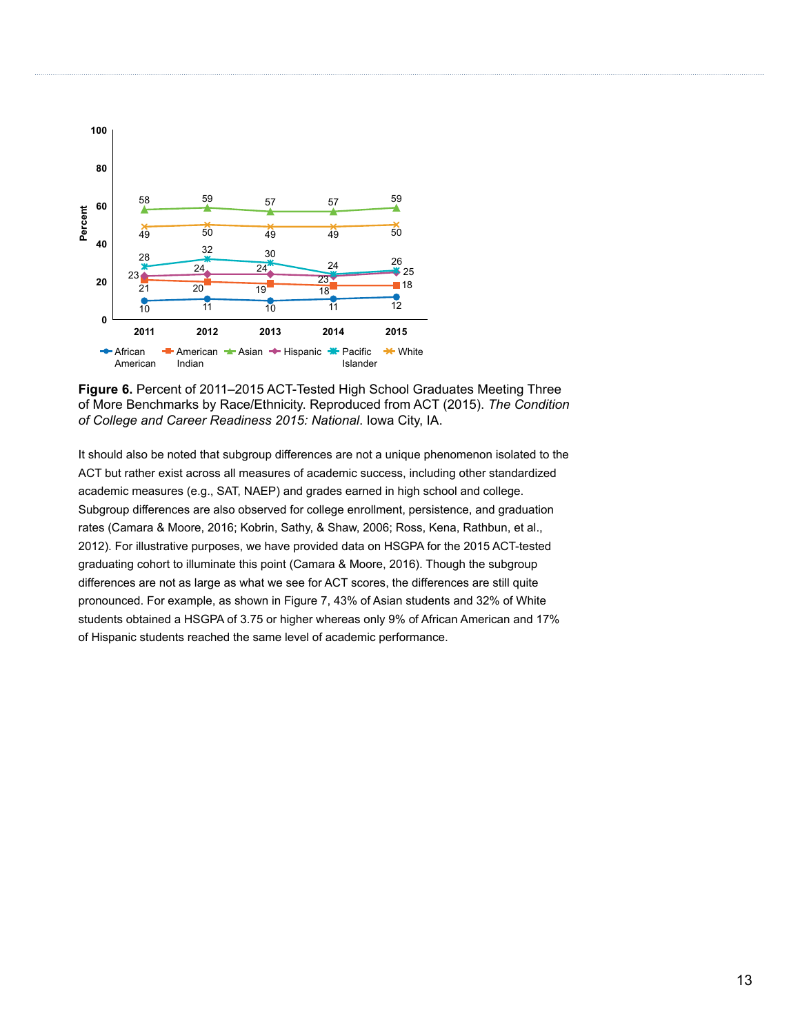**Figure 6.** Percent of 2011–2015 ACT-Tested High School Graduates Meeting Three of More Benchmarks by Race/Ethnicity. Reproduced from ACT (2015). *The Condition of College and Career Readiness 2015: National*. Iowa City, IA.

It should also be noted that subgroup differences are not a unique phenomenon isolated to the ACT but rather exist across all measures of academic success, including other standardized academic measures (e.g., SAT, NAEP) and grades earned in high school and college. Subgroup differences are also observed for college enrollment, persistence, and graduation rates (Camara & Moore, 2016; Kobrin, Sathy, & Shaw, 2006; Ross, Kena, Rathbun, et al., 2012). For illustrative purposes, we have provided data on HSGPA for the 2015 ACT-tested graduating cohort to illuminate this point (Camara & Moore, 2016). Though the subgroup differences are not as large as what we see for ACT scores, the differences are still quite pronounced. For example, as shown in Figure 7, 43% of Asian students and 32% of White students obtained a HSGPA of 3.75 or higher whereas only 9% of African American and 17% of Hispanic students reached the same level of academic performance.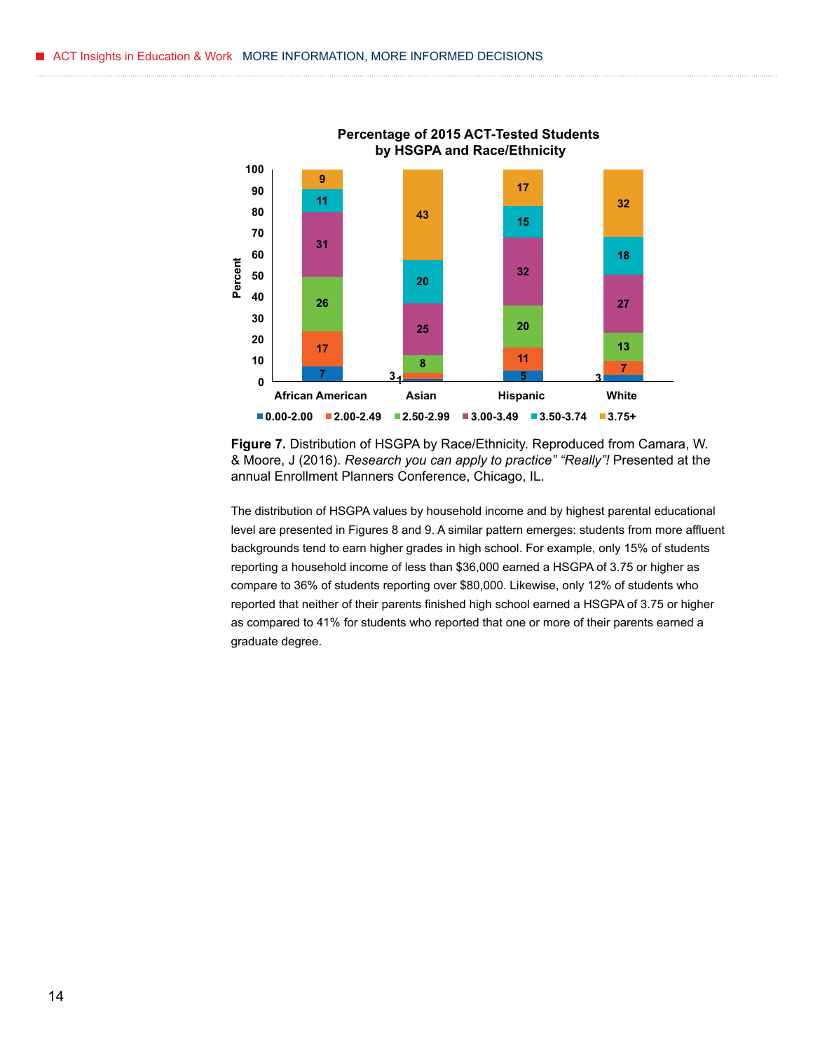**Percentage of 2015 ACT-Tested Students by HSGPA and Race/Ethnicity**

| HSGPA | African American | Asian | Hispanic | White |
|---|---|---|---|---|
| 0.00-2.00 | 7 | 1 | 5 | 3 |
| 2.00-2.49 | 17 | 3 | 11 | 7 |
| 2.50-2.99 | 26 | 8 | 20 | 13 |
| 3.00-3.49 | 31 | 25 | 32 | 27 |
| 3.50-3.74 | 11 | 20 | 15 | 18 |
| 3.75+ | 9 | 43 | 17 | 32 |

**Figure 7.** Distribution of HSGPA by Race/Ethnicity. Reproduced from Camara, W. & Moore, J (2016). *Research you can apply to practice" "Really"!* Presented at the annual Enrollment Planners Conference, Chicago, IL.

The distribution of HSGPA values by household income and by highest parental educational level are presented in Figures 8 and 9. A similar pattern emerges: students from more affluent backgrounds tend to earn higher grades in high school. For example, only 15% of students reporting a household income of less than $36,000 earned a HSGPA of 3.75 or higher as compare to 36% of students reporting over $80,000. Likewise, only 12% of students who reported that neither of their parents finished high school earned a HSGPA of 3.75 or higher as compared to 41% for students who reported that one or more of their parents earned a graduate degree.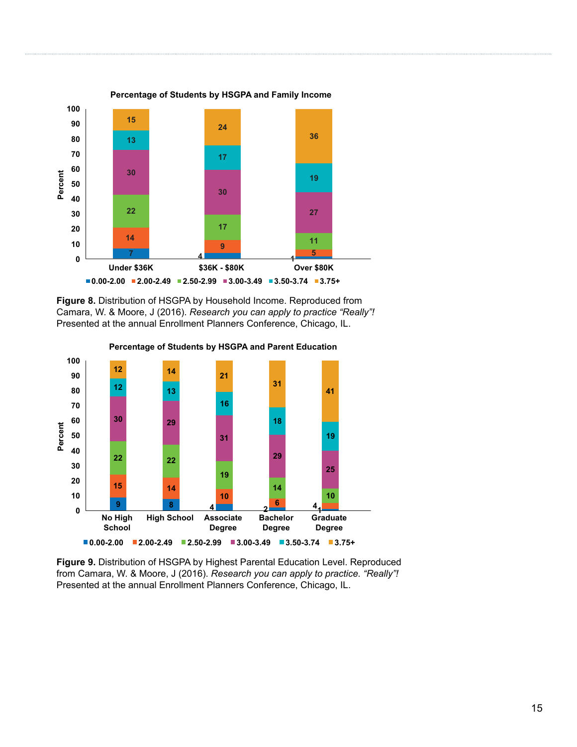**Percentage of Students by HSGPA and Family Income**

| HSGPA | Under $36K | $36K - $80K | Over $80K |
|---|---|---|---|
| 0.00-2.00 | 7 | 4 | 1 |
| 2.00-2.49 | 14 | 9 | 5 |
| 2.50-2.99 | 22 | 17 | 11 |
| 3.00-3.49 | 30 | 30 | 27 |
| 3.50-3.74 | 13 | 17 | 19 |
| 3.75+ | 15 | 24 | 36 |

**Figure 8.** Distribution of HSGPA by Household Income. Reproduced from Camara, W. & Moore, J (2016). *Research you can apply to practice "Really"!* Presented at the annual Enrollment Planners Conference, Chicago, IL.

**Percentage of Students by HSGPA and Parent Education**

| HSGPA | No High School | High School | Associate Degree | Bachelor Degree | Graduate Degree |
|---|---|---|---|---|---|
| 0.00-2.00 | 9 | 8 | 4 | 2 | 1 |
| 2.00-2.49 | 15 | 14 | 10 | 6 | 4 |
| 2.50-2.99 | 22 | 22 | 19 | 14 | 10 |
| 3.00-3.49 | 30 | 29 | 31 | 29 | 25 |
| 3.50-3.74 | 12 | 13 | 16 | 18 | 19 |
| 3.75+ | 12 | 14 | 21 | 31 | 41 |

**Figure 9.** Distribution of HSGPA by Highest Parental Education Level. Reproduced from Camara, W. & Moore, J (2016). *Research you can apply to practice. "Really"!* Presented at the annual Enrollment Planners Conference, Chicago, IL.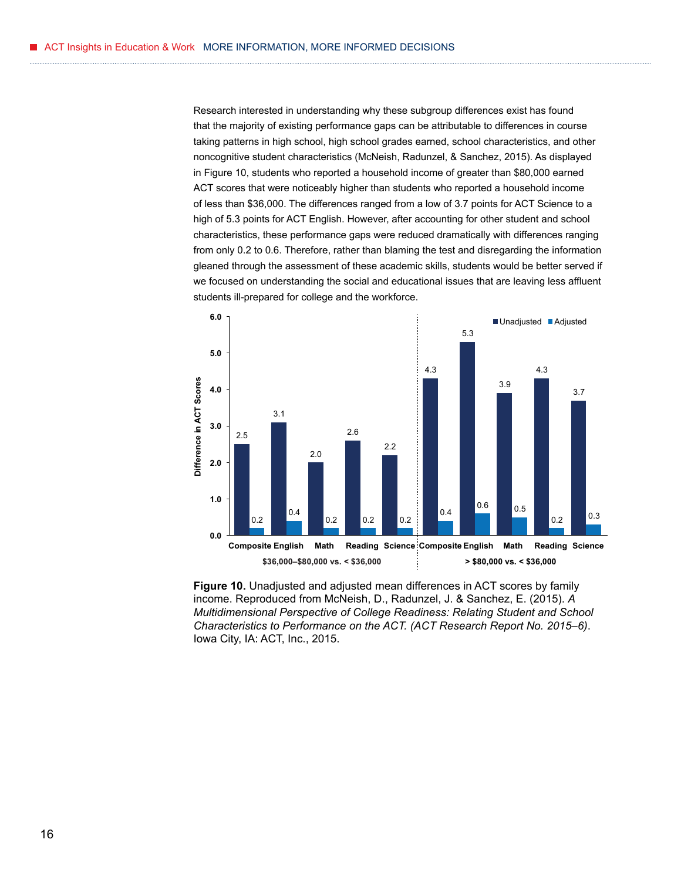Research interested in understanding why these subgroup differences exist has found that the majority of existing performance gaps can be attributable to differences in course taking patterns in high school, high school grades earned, school characteristics, and other noncognitive student characteristics (McNeish, Radunzel, & Sanchez, 2015). As displayed in Figure 10, students who reported a household income of greater than $80,000 earned ACT scores that were noticeably higher than students who reported a household income of less than $36,000. The differences ranged from a low of 3.7 points for ACT Science to a high of 5.3 points for ACT English. However, after accounting for other student and school characteristics, these performance gaps were reduced dramatically with differences ranging from only 0.2 to 0.6. Therefore, rather than blaming the test and disregarding the information gleaned through the assessment of these academic skills, students would be better served if we focused on understanding the social and educational issues that are leaving less affluent students ill-prepared for college and the workforce.

| Comparison | Subject | Unadjusted | Adjusted |
|---|---|---|---|
| $36,000–$80,000 vs. < $36,000 | Composite | 2.5 | 0.2 |
| | English | 3.1 | 0.4 |
| | Math | 2.0 | 0.2 |
| | Reading | 2.6 | 0.2 |
| | Science | 2.2 | 0.2 |
| > $80,000 vs. < $36,000 | Composite | 4.3 | 0.4 |
| | English | 5.3 | 0.6 |
| | Math | 3.9 | 0.5 |
| | Reading | 4.3 | 0.2 |
| | Science | 3.7 | 0.3 |

**Figure 10.** Unadjusted and adjusted mean differences in ACT scores by family income. Reproduced from McNeish, D., Radunzel, J. & Sanchez, E. (2015). *A Multidimensional Perspective of College Readiness: Relating Student and School Characteristics to Performance on the ACT. (ACT Research Report No. 2015–6)*. Iowa City, IA: ACT, Inc., 2015.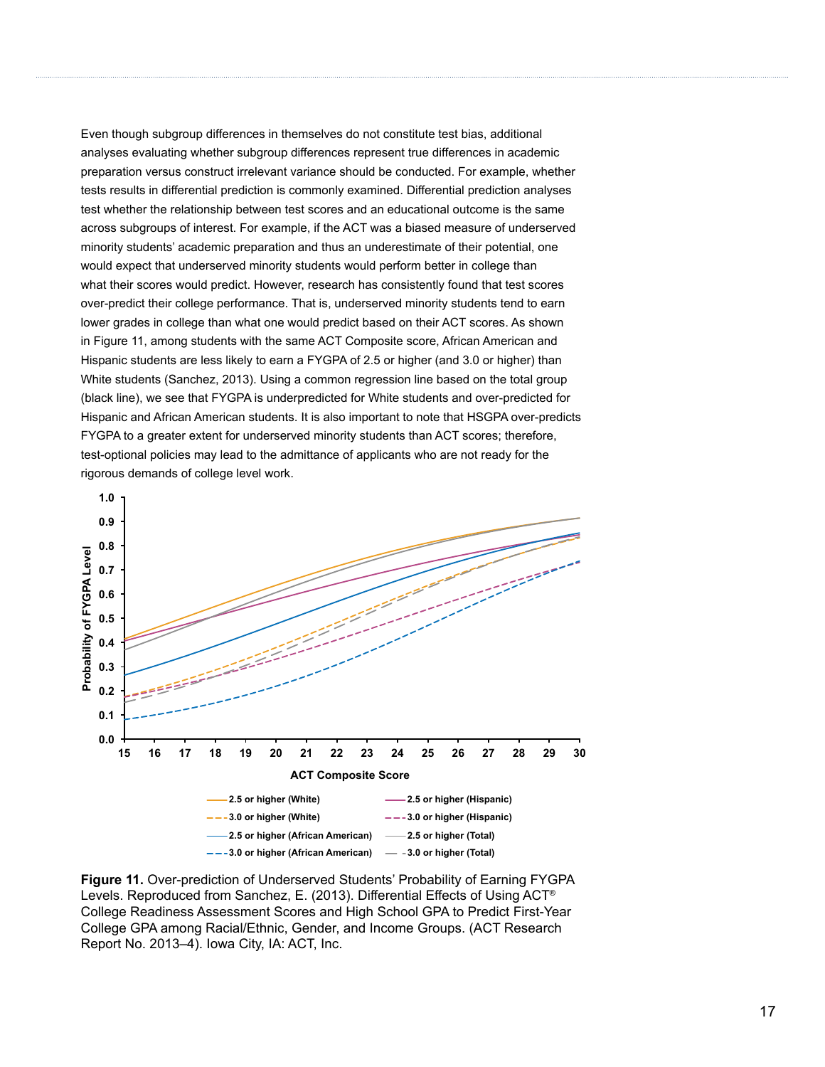Even though subgroup differences in themselves do not constitute test bias, additional analyses evaluating whether subgroup differences represent true differences in academic preparation versus construct irrelevant variance should be conducted. For example, whether tests results in differential prediction is commonly examined. Differential prediction analyses test whether the relationship between test scores and an educational outcome is the same across subgroups of interest. For example, if the ACT was a biased measure of underserved minority students' academic preparation and thus an underestimate of their potential, one would expect that underserved minority students would perform better in college than what their scores would predict. However, research has consistently found that test scores over-predict their college performance. That is, underserved minority students tend to earn lower grades in college than what one would predict based on their ACT scores. As shown in Figure 11, among students with the same ACT Composite score, African American and Hispanic students are less likely to earn a FYGPA of 2.5 or higher (and 3.0 or higher) than White students (Sanchez, 2013). Using a common regression line based on the total group (black line), we see that FYGPA is underpredicted for White students and over-predicted for Hispanic and African American students. It is also important to note that HSGPA over-predicts FYGPA to a greater extent for underserved minority students than ACT scores; therefore, test-optional policies may lead to the admittance of applicants who are not ready for the rigorous demands of college level work.

**Figure 11.** Over-prediction of Underserved Students' Probability of Earning FYGPA Levels. Reproduced from Sanchez, E. (2013). Differential Effects of Using ACT® College Readiness Assessment Scores and High School GPA to Predict First-Year College GPA among Racial/Ethnic, Gender, and Income Groups. (ACT Research Report No. 2013–4). Iowa City, IA: ACT, Inc.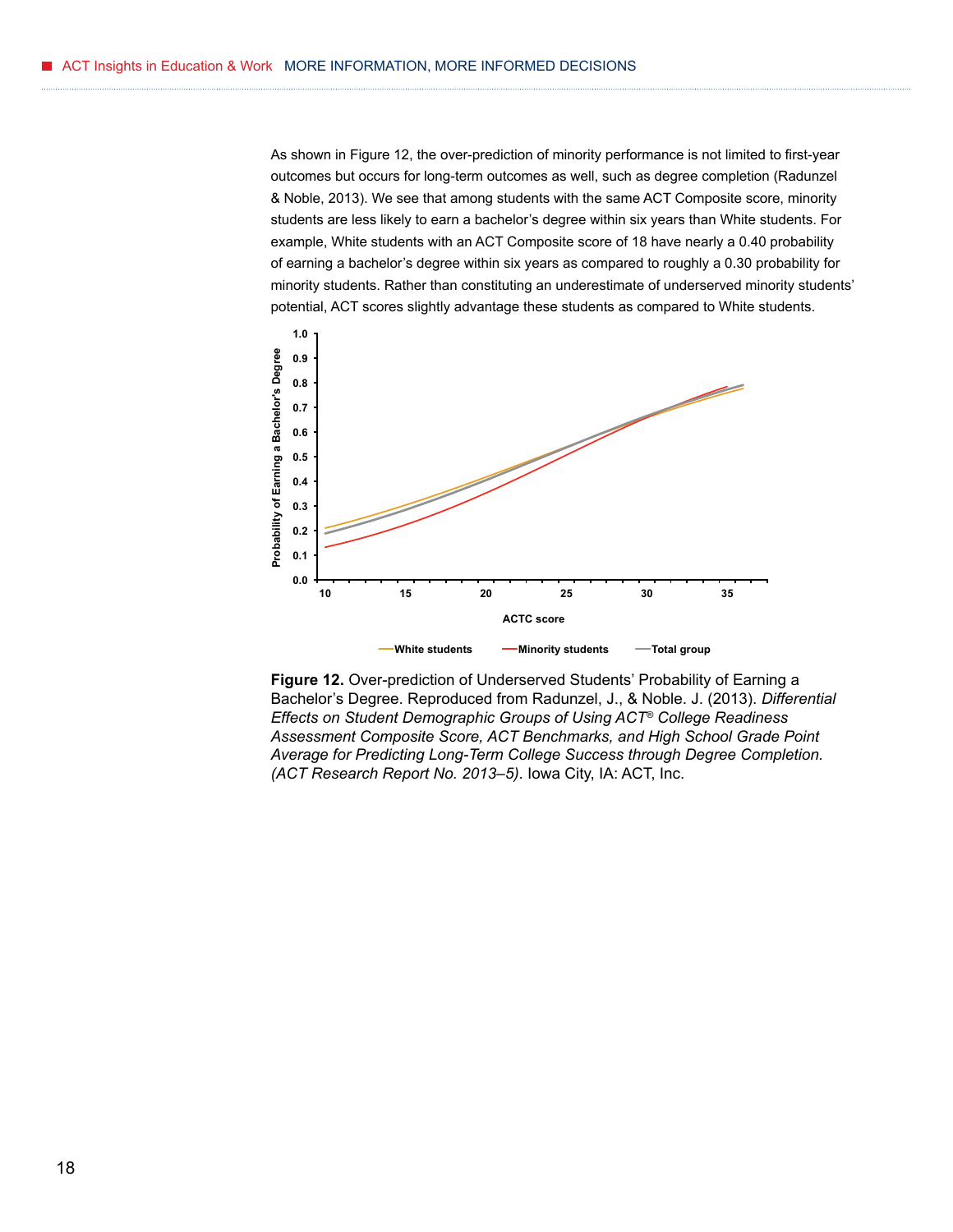As shown in Figure 12, the over-prediction of minority performance is not limited to first-year outcomes but occurs for long-term outcomes as well, such as degree completion (Radunzel & Noble, 2013). We see that among students with the same ACT Composite score, minority students are less likely to earn a bachelor's degree within six years than White students. For example, White students with an ACT Composite score of 18 have nearly a 0.40 probability of earning a bachelor's degree within six years as compared to roughly a 0.30 probability for minority students. Rather than constituting an underestimate of underserved minority students' potential, ACT scores slightly advantage these students as compared to White students.

**Figure 12.** Over-prediction of Underserved Students' Probability of Earning a Bachelor's Degree. Reproduced from Radunzel, J., & Noble. J. (2013). *Differential Effects on Student Demographic Groups of Using ACT® College Readiness Assessment Composite Score, ACT Benchmarks, and High School Grade Point Average for Predicting Long-Term College Success through Degree Completion. (ACT Research Report No. 2013–5)*. Iowa City, IA: ACT, Inc.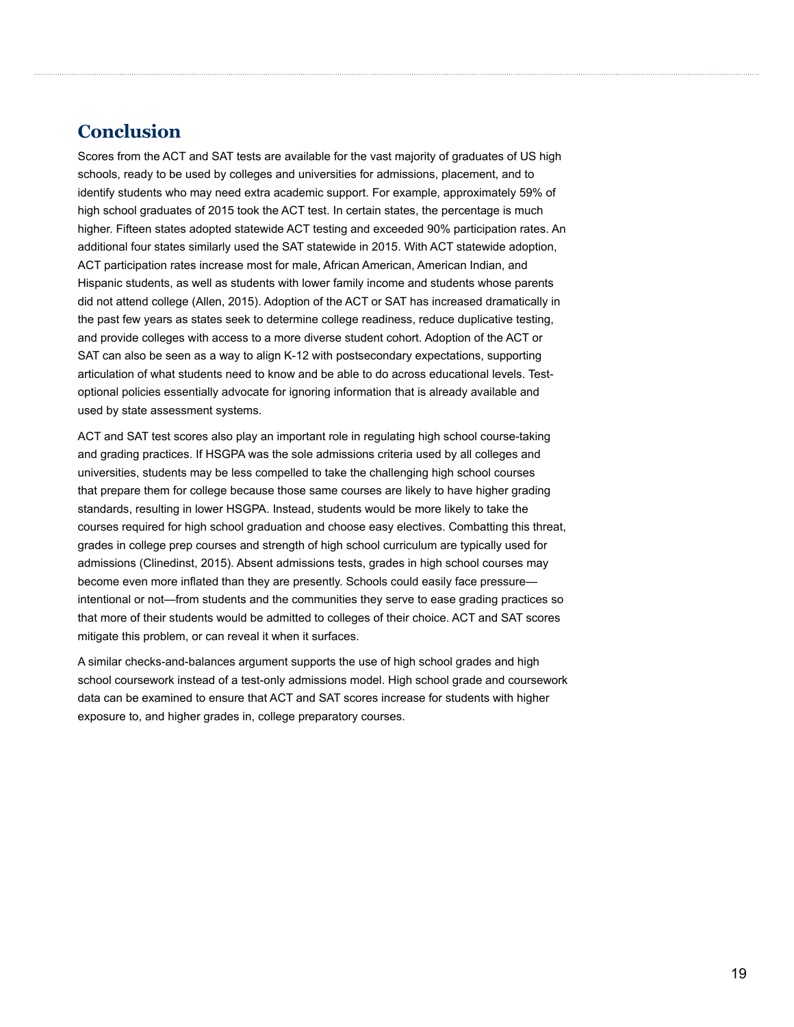## Conclusion

Scores from the ACT and SAT tests are available for the vast majority of graduates of US high schools, ready to be used by colleges and universities for admissions, placement, and to identify students who may need extra academic support. For example, approximately 59% of high school graduates of 2015 took the ACT test. In certain states, the percentage is much higher. Fifteen states adopted statewide ACT testing and exceeded 90% participation rates. An additional four states similarly used the SAT statewide in 2015. With ACT statewide adoption, ACT participation rates increase most for male, African American, American Indian, and Hispanic students, as well as students with lower family income and students whose parents did not attend college (Allen, 2015). Adoption of the ACT or SAT has increased dramatically in the past few years as states seek to determine college readiness, reduce duplicative testing, and provide colleges with access to a more diverse student cohort. Adoption of the ACT or SAT can also be seen as a way to align K-12 with postsecondary expectations, supporting articulation of what students need to know and be able to do across educational levels. Test-optional policies essentially advocate for ignoring information that is already available and used by state assessment systems.

ACT and SAT test scores also play an important role in regulating high school course-taking and grading practices. If HSGPA was the sole admissions criteria used by all colleges and universities, students may be less compelled to take the challenging high school courses that prepare them for college because those same courses are likely to have higher grading standards, resulting in lower HSGPA. Instead, students would be more likely to take the courses required for high school graduation and choose easy electives. Combatting this threat, grades in college prep courses and strength of high school curriculum are typically used for admissions (Clinedinst, 2015). Absent admissions tests, grades in high school courses may become even more inflated than they are presently. Schools could easily face pressure—intentional or not—from students and the communities they serve to ease grading practices so that more of their students would be admitted to colleges of their choice. ACT and SAT scores mitigate this problem, or can reveal it when it surfaces.

A similar checks-and-balances argument supports the use of high school grades and high school coursework instead of a test-only admissions model. High school grade and coursework data can be examined to ensure that ACT and SAT scores increase for students with higher exposure to, and higher grades in, college preparatory courses.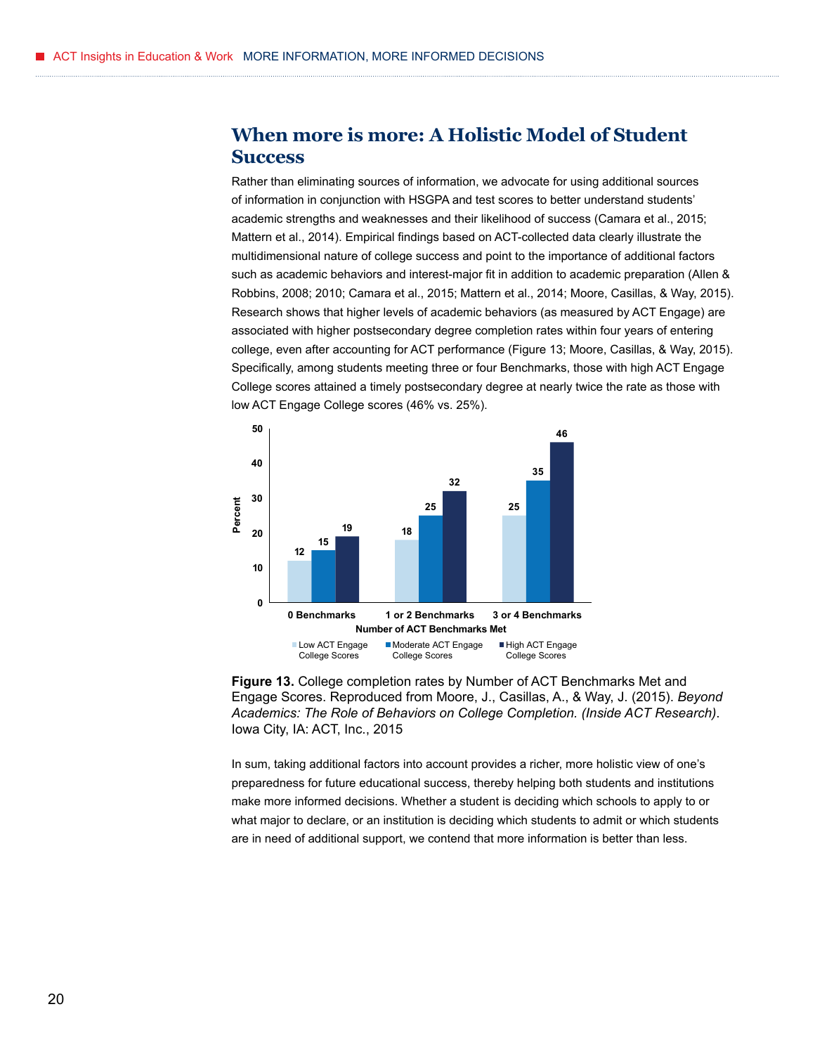## When more is more: A Holistic Model of Student Success

Rather than eliminating sources of information, we advocate for using additional sources of information in conjunction with HSGPA and test scores to better understand students' academic strengths and weaknesses and their likelihood of success (Camara et al., 2015; Mattern et al., 2014). Empirical findings based on ACT-collected data clearly illustrate the multidimensional nature of college success and point to the importance of additional factors such as academic behaviors and interest-major fit in addition to academic preparation (Allen & Robbins, 2008; 2010; Camara et al., 2015; Mattern et al., 2014; Moore, Casillas, & Way, 2015). Research shows that higher levels of academic behaviors (as measured by ACT Engage) are associated with higher postsecondary degree completion rates within four years of entering college, even after accounting for ACT performance (Figure 13; Moore, Casillas, & Way, 2015). Specifically, among students meeting three or four Benchmarks, those with high ACT Engage College scores attained a timely postsecondary degree at nearly twice the rate as those with low ACT Engage College scores (46% vs. 25%).

| Number of ACT Benchmarks Met | Low ACT Engage College Scores | Moderate ACT Engage College Scores | High ACT Engage College Scores |
|---|---|---|---|
| 0 Benchmarks | 12 | 15 | 19 |
| 1 or 2 Benchmarks | 18 | 25 | 32 |
| 3 or 4 Benchmarks | 25 | 35 | 46 |

**Figure 13.** College completion rates by Number of ACT Benchmarks Met and Engage Scores. Reproduced from Moore, J., Casillas, A., & Way, J. (2015). *Beyond Academics: The Role of Behaviors on College Completion. (Inside ACT Research)*. Iowa City, IA: ACT, Inc., 2015

In sum, taking additional factors into account provides a richer, more holistic view of one's preparedness for future educational success, thereby helping both students and institutions make more informed decisions. Whether a student is deciding which schools to apply to or what major to declare, or an institution is deciding which students to admit or which students are in need of additional support, we contend that more information is better than less.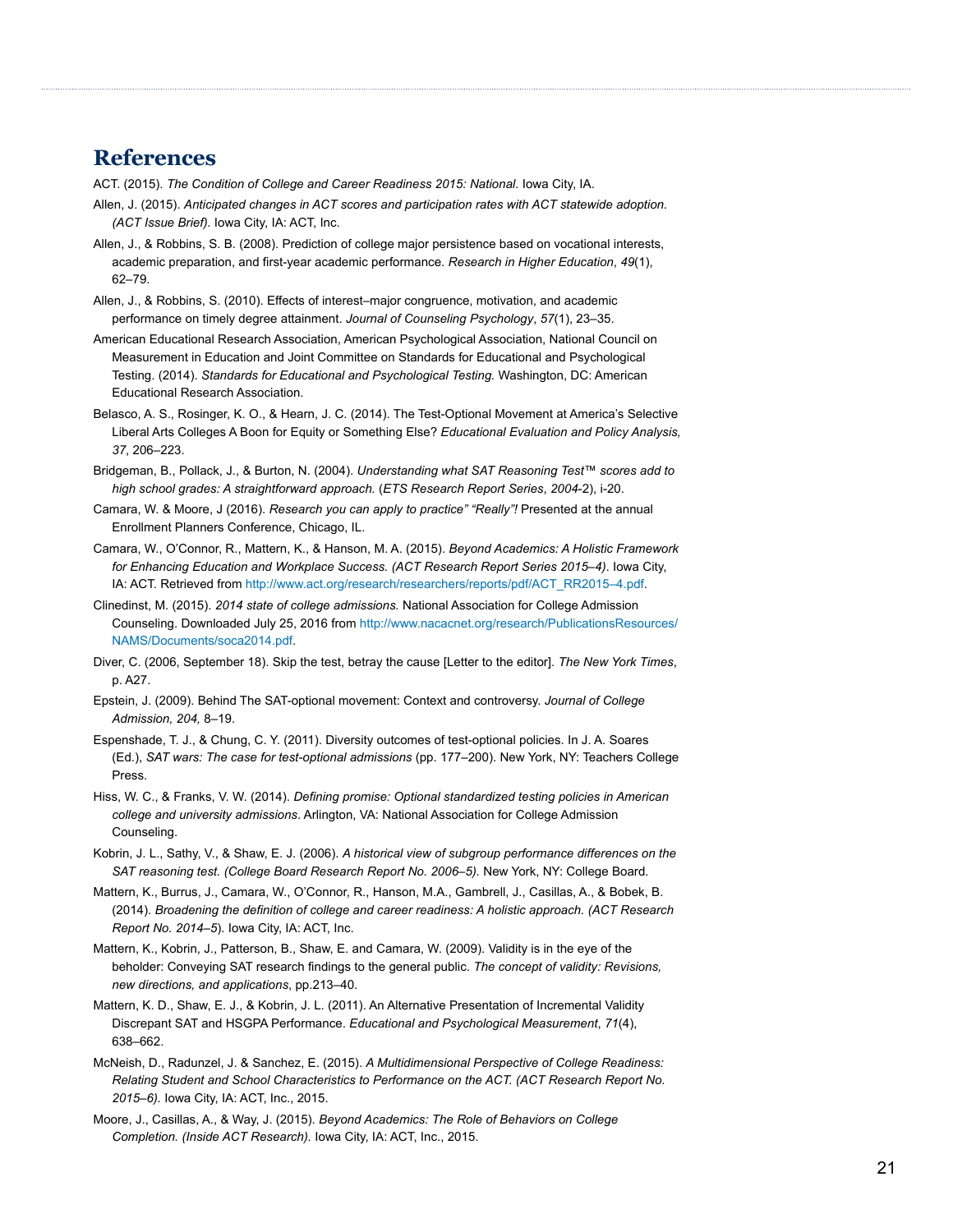## References

ACT. (2015). *The Condition of College and Career Readiness 2015: National.* Iowa City, IA.

Allen, J. (2015). *Anticipated changes in ACT scores and participation rates with ACT statewide adoption. (ACT Issue Brief).* Iowa City, IA: ACT, Inc.

Allen, J., & Robbins, S. B. (2008). Prediction of college major persistence based on vocational interests, academic preparation, and first-year academic performance. *Research in Higher Education*, *49*(1), 62–79.

Allen, J., & Robbins, S. (2010). Effects of interest–major congruence, motivation, and academic performance on timely degree attainment. *Journal of Counseling Psychology*, *57*(1), 23–35.

American Educational Research Association, American Psychological Association, National Council on Measurement in Education and Joint Committee on Standards for Educational and Psychological Testing. (2014). *Standards for Educational and Psychological Testing.* Washington, DC: American Educational Research Association.

Belasco, A. S., Rosinger, K. O., & Hearn, J. C. (2014). The Test-Optional Movement at America's Selective Liberal Arts Colleges A Boon for Equity or Something Else? *Educational Evaluation and Policy Analysis, 37*, 206–223.

Bridgeman, B., Pollack, J., & Burton, N. (2004). *Understanding what SAT Reasoning Test™ scores add to high school grades: A straightforward approach.* (*ETS Research Report Series*, *2004*-2), i-20.

Camara, W. & Moore, J (2016). *Research you can apply to practice" "Really"!* Presented at the annual Enrollment Planners Conference, Chicago, IL.

Camara, W., O'Connor, R., Mattern, K., & Hanson, M. A. (2015). *Beyond Academics: A Holistic Framework for Enhancing Education and Workplace Success. (ACT Research Report Series 2015–4)*. Iowa City, IA: ACT. Retrieved from http://www.act.org/research/researchers/reports/pdf/ACT_RR2015–4.pdf.

Clinedinst, M. (2015). *2014 state of college admissions.* National Association for College Admission Counseling. Downloaded July 25, 2016 from http://www.nacacnet.org/research/PublicationsResources/NAMS/Documents/soca2014.pdf.

Diver, C. (2006, September 18). Skip the test, betray the cause [Letter to the editor]. *The New York Times*, p. A27.

Epstein, J. (2009). Behind The SAT-optional movement: Context and controversy. *Journal of College Admission, 204,* 8–19.

Espenshade, T. J., & Chung, C. Y. (2011). Diversity outcomes of test-optional policies. In J. A. Soares (Ed.), *SAT wars: The case for test-optional admissions* (pp. 177–200). New York, NY: Teachers College Press.

Hiss, W. C., & Franks, V. W. (2014). *Defining promise: Optional standardized testing policies in American college and university admissions*. Arlington, VA: National Association for College Admission Counseling.

Kobrin, J. L., Sathy, V., & Shaw, E. J. (2006). *A historical view of subgroup performance differences on the SAT reasoning test. (College Board Research Report No. 2006–5).* New York, NY: College Board.

Mattern, K., Burrus, J., Camara, W., O'Connor, R., Hanson, M.A., Gambrell, J., Casillas, A., & Bobek, B. (2014). *Broadening the definition of college and career readiness: A holistic approach. (ACT Research Report No. 2014–5*). Iowa City, IA: ACT, Inc.

Mattern, K., Kobrin, J., Patterson, B., Shaw, E. and Camara, W. (2009). Validity is in the eye of the beholder: Conveying SAT research findings to the general public. *The concept of validity: Revisions, new directions, and applications*, pp.213–40.

Mattern, K. D., Shaw, E. J., & Kobrin, J. L. (2011). An Alternative Presentation of Incremental Validity Discrepant SAT and HSGPA Performance. *Educational and Psychological Measurement*, *71*(4), 638–662.

McNeish, D., Radunzel, J. & Sanchez, E. (2015). *A Multidimensional Perspective of College Readiness: Relating Student and School Characteristics to Performance on the ACT. (ACT Research Report No. 2015–6).* Iowa City, IA: ACT, Inc., 2015.

Moore, J., Casillas, A., & Way, J. (2015). *Beyond Academics: The Role of Behaviors on College Completion. (Inside ACT Research).* Iowa City, IA: ACT, Inc., 2015.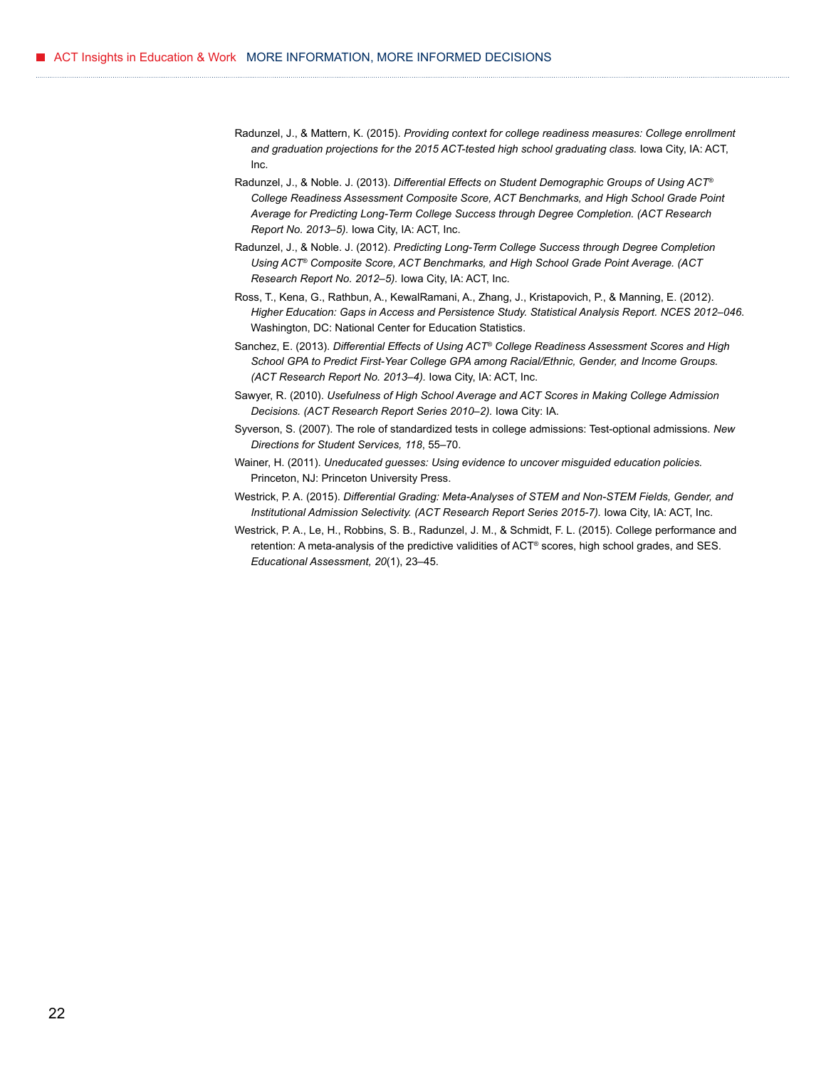Radunzel, J., & Mattern, K. (2015). *Providing context for college readiness measures: College enrollment and graduation projections for the 2015 ACT-tested high school graduating class.* Iowa City, IA: ACT, Inc.

Radunzel, J., & Noble. J. (2013). *Differential Effects on Student Demographic Groups of Using ACT® College Readiness Assessment Composite Score, ACT Benchmarks, and High School Grade Point Average for Predicting Long-Term College Success through Degree Completion. (ACT Research Report No. 2013–5).* Iowa City, IA: ACT, Inc.

Radunzel, J., & Noble. J. (2012). *Predicting Long-Term College Success through Degree Completion Using ACT® Composite Score, ACT Benchmarks, and High School Grade Point Average. (ACT Research Report No. 2012–5).* Iowa City, IA: ACT, Inc.

Ross, T., Kena, G., Rathbun, A., KewalRamani, A., Zhang, J., Kristapovich, P., & Manning, E. (2012). *Higher Education: Gaps in Access and Persistence Study. Statistical Analysis Report. NCES 2012–046.* Washington, DC: National Center for Education Statistics.

Sanchez, E. (2013). *Differential Effects of Using ACT® College Readiness Assessment Scores and High School GPA to Predict First-Year College GPA among Racial/Ethnic, Gender, and Income Groups. (ACT Research Report No. 2013–4).* Iowa City, IA: ACT, Inc.

Sawyer, R. (2010). *Usefulness of High School Average and ACT Scores in Making College Admission Decisions. (ACT Research Report Series 2010–2).* Iowa City: IA.

Syverson, S. (2007). The role of standardized tests in college admissions: Test-optional admissions. *New Directions for Student Services, 118*, 55–70.

Wainer, H. (2011). *Uneducated guesses: Using evidence to uncover misguided education policies.* Princeton, NJ: Princeton University Press.

Westrick, P. A. (2015). *Differential Grading: Meta-Analyses of STEM and Non-STEM Fields, Gender, and Institutional Admission Selectivity. (ACT Research Report Series 2015-7).* Iowa City, IA: ACT, Inc.

Westrick, P. A., Le, H., Robbins, S. B., Radunzel, J. M., & Schmidt, F. L. (2015). College performance and retention: A meta-analysis of the predictive validities of ACT® scores, high school grades, and SES. *Educational Assessment, 20*(1), 23–45.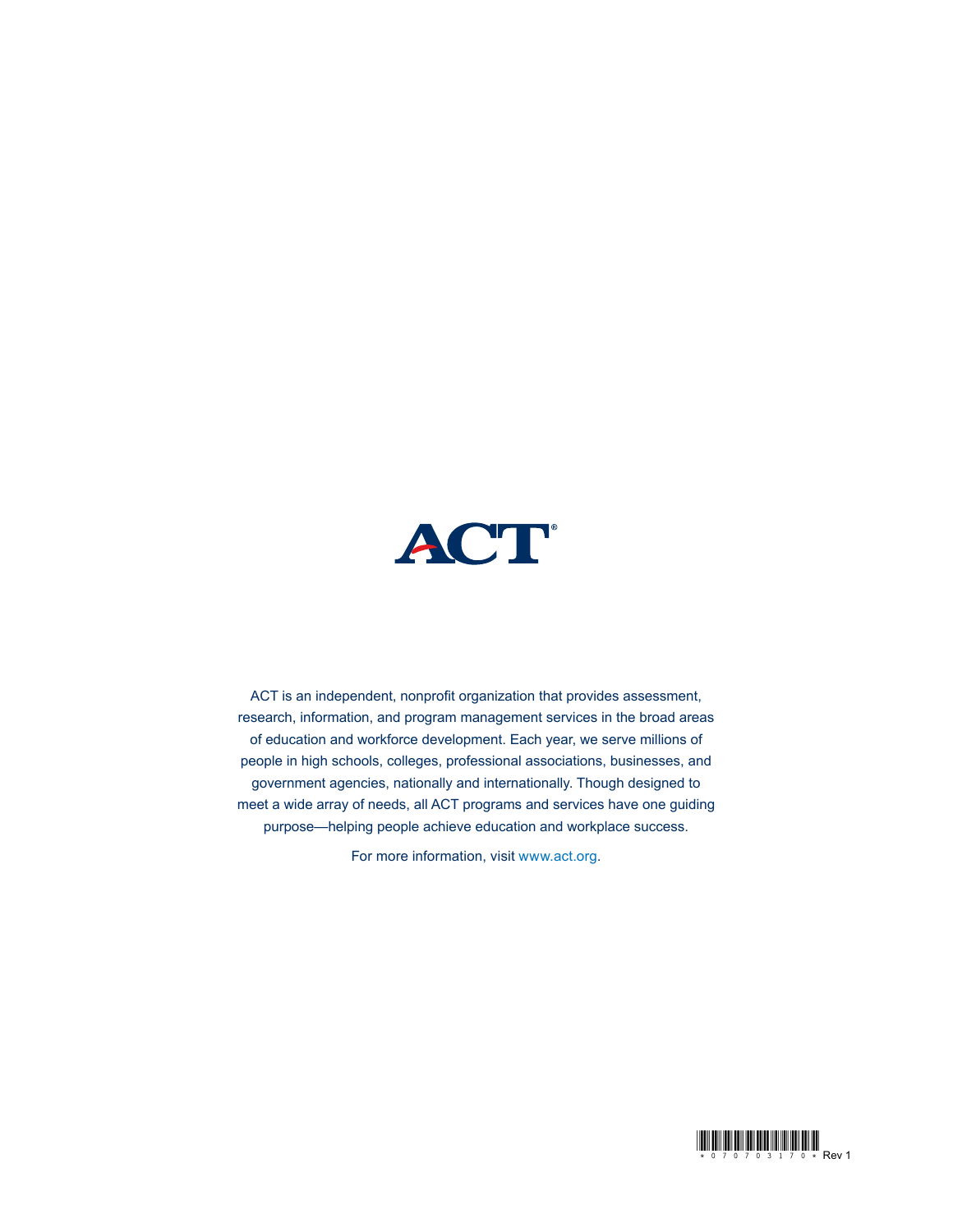ACT®

ACT is an independent, nonprofit organization that provides assessment, research, information, and program management services in the broad areas of education and workforce development. Each year, we serve millions of people in high schools, colleges, professional associations, businesses, and government agencies, nationally and internationally. Though designed to meet a wide array of needs, all ACT programs and services have one guiding purpose—helping people achieve education and workplace success.

For more information, visit www.act.org.

*070703170* Rev 1